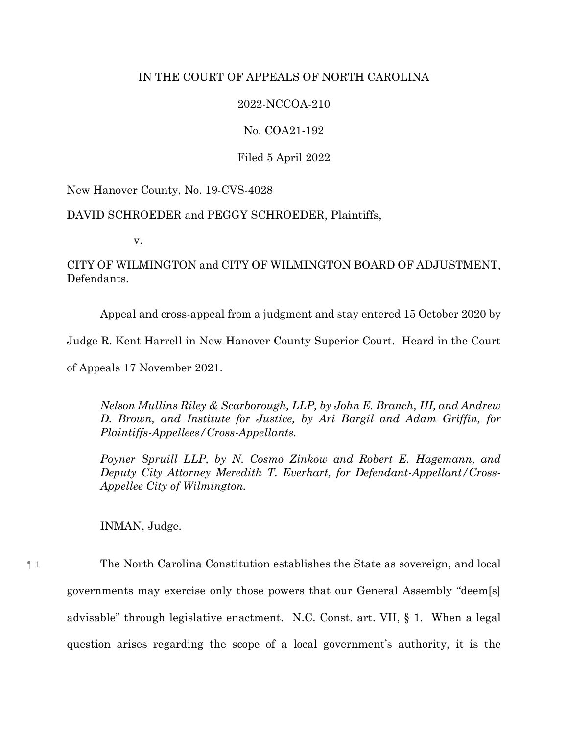IN THE COURT OF APPEALS OF NORTH CAROLINA

2022-NCCOA-210

No. COA21-192

Filed 5 April 2022

New Hanover County, No. 19-CVS-4028

DAVID SCHROEDER and PEGGY SCHROEDER, Plaintiffs,

v.

CITY OF WILMINGTON and CITY OF WILMINGTON BOARD OF ADJUSTMENT, Defendants.

Appeal and cross-appeal from a judgment and stay entered 15 October 2020 by Judge R. Kent Harrell in New Hanover County Superior Court. Heard in the Court of Appeals 17 November 2021.

*Nelson Mullins Riley & Scarborough, LLP, by John E. Branch, III, and Andrew D. Brown, and Institute for Justice, by Ari Bargil and Adam Griffin, for Plaintiffs-Appellees/Cross-Appellants.*

*Poyner Spruill LLP, by N. Cosmo Zinkow and Robert E. Hagemann, and Deputy City Attorney Meredith T. Everhart, for Defendant-Appellant/Cross-Appellee City of Wilmington.*

INMAN, Judge.

¶ 1 The North Carolina Constitution establishes the State as sovereign, and local governments may exercise only those powers that our General Assembly "deem[s] advisable" through legislative enactment. N.C. Const. art. VII, § 1. When a legal question arises regarding the scope of a local government's authority, it is the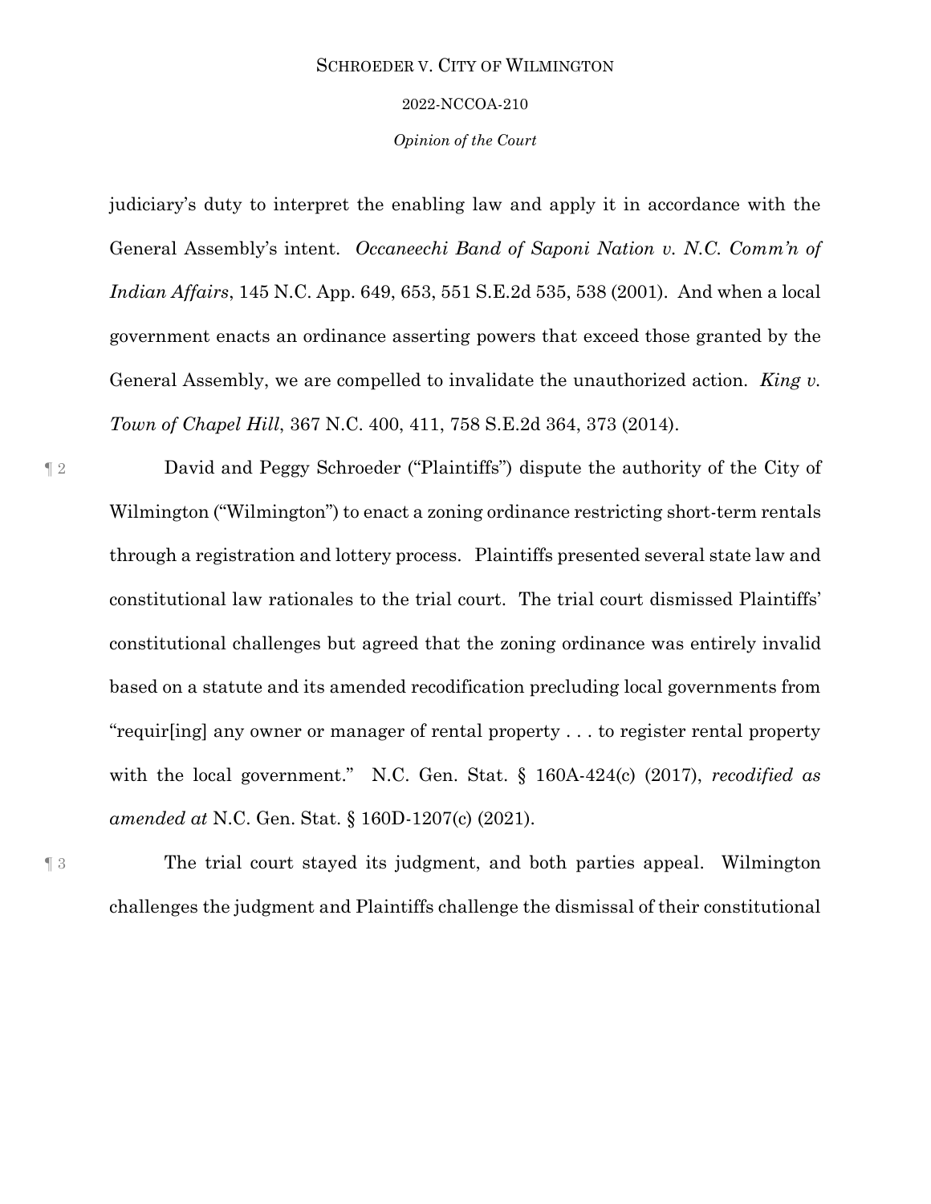judiciary's duty to interpret the enabling law and apply it in accordance with the General Assembly's intent. *Occaneechi Band of Saponi Nation v. N.C. Comm'n of Indian Affairs*, 145 N.C. App. 649, 653, 551 S.E.2d 535, 538 (2001). And when a local government enacts an ordinance asserting powers that exceed those granted by the General Assembly, we are compelled to invalidate the unauthorized action. *King v. Town of Chapel Hill*, 367 N.C. 400, 411, 758 S.E.2d 364, 373 (2014).

¶ 2 David and Peggy Schroeder ("Plaintiffs") dispute the authority of the City of Wilmington ("Wilmington") to enact a zoning ordinance restricting short-term rentals through a registration and lottery process. Plaintiffs presented several state law and constitutional law rationales to the trial court. The trial court dismissed Plaintiffs' constitutional challenges but agreed that the zoning ordinance was entirely invalid based on a statute and its amended recodification precluding local governments from "requir[ing] any owner or manager of rental property . . . to register rental property with the local government." N.C. Gen. Stat. § 160A-424(c) (2017), *recodified as amended at* N.C. Gen. Stat. § 160D-1207(c) (2021).

¶ 3 The trial court stayed its judgment, and both parties appeal. Wilmington challenges the judgment and Plaintiffs challenge the dismissal of their constitutional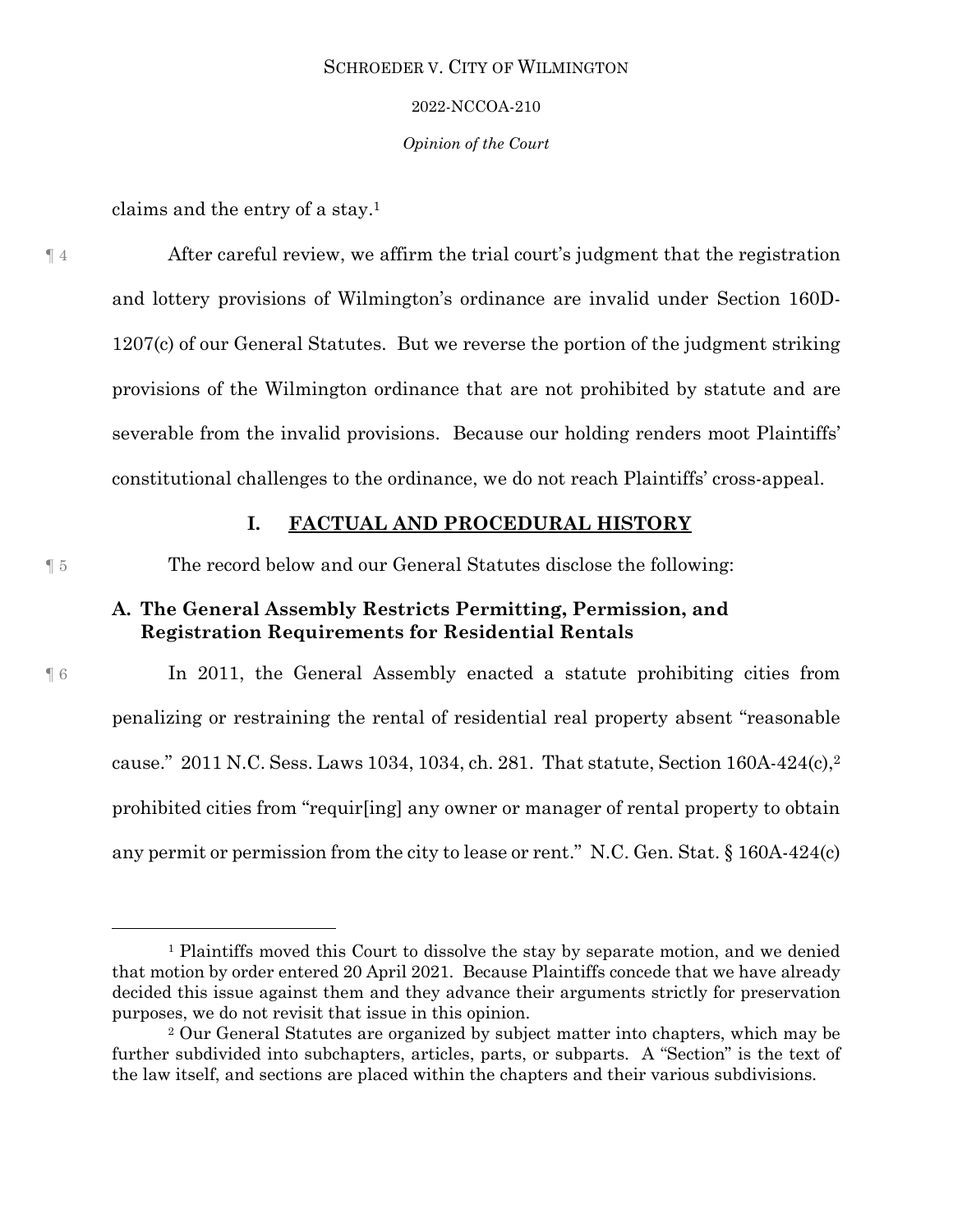claims and the entry of a stay.[1]

¶ 4 After careful review, we affirm the trial court's judgment that the registration and lottery provisions of Wilmington's ordinance are invalid under Section 160D-1207(c) of our General Statutes. But we reverse the portion of the judgment striking provisions of the Wilmington ordinance that are not prohibited by statute and are severable from the invalid provisions. Because our holding renders moot Plaintiffs' constitutional challenges to the ordinance, we do not reach Plaintiffs' cross-appeal.

## I. FACTUAL AND PROCEDURAL HISTORY

¶ 5 The record below and our General Statutes disclose the following:

### A. The General Assembly Restricts Permitting, Permission, and Registration Requirements for Residential Rentals

¶ 6 In 2011, the General Assembly enacted a statute prohibiting cities from penalizing or restraining the rental of residential real property absent "reasonable cause." 2011 N.C. Sess. Laws 1034, 1034, ch. 281. That statute, Section 160A-424(c),[2] prohibited cities from "requir[ing] any owner or manager of rental property to obtain any permit or permission from the city to lease or rent." N.C. Gen. Stat. § 160A-424(c)

---

[1] Plaintiffs moved this Court to dissolve the stay by separate motion, and we denied that motion by order entered 20 April 2021. Because Plaintiffs concede that we have already decided this issue against them and they advance their arguments strictly for preservation purposes, we do not revisit that issue in this opinion.

[2] Our General Statutes are organized by subject matter into chapters, which may be further subdivided into subchapters, articles, parts, or subparts. A "Section" is the text of the law itself, and sections are placed within the chapters and their various subdivisions.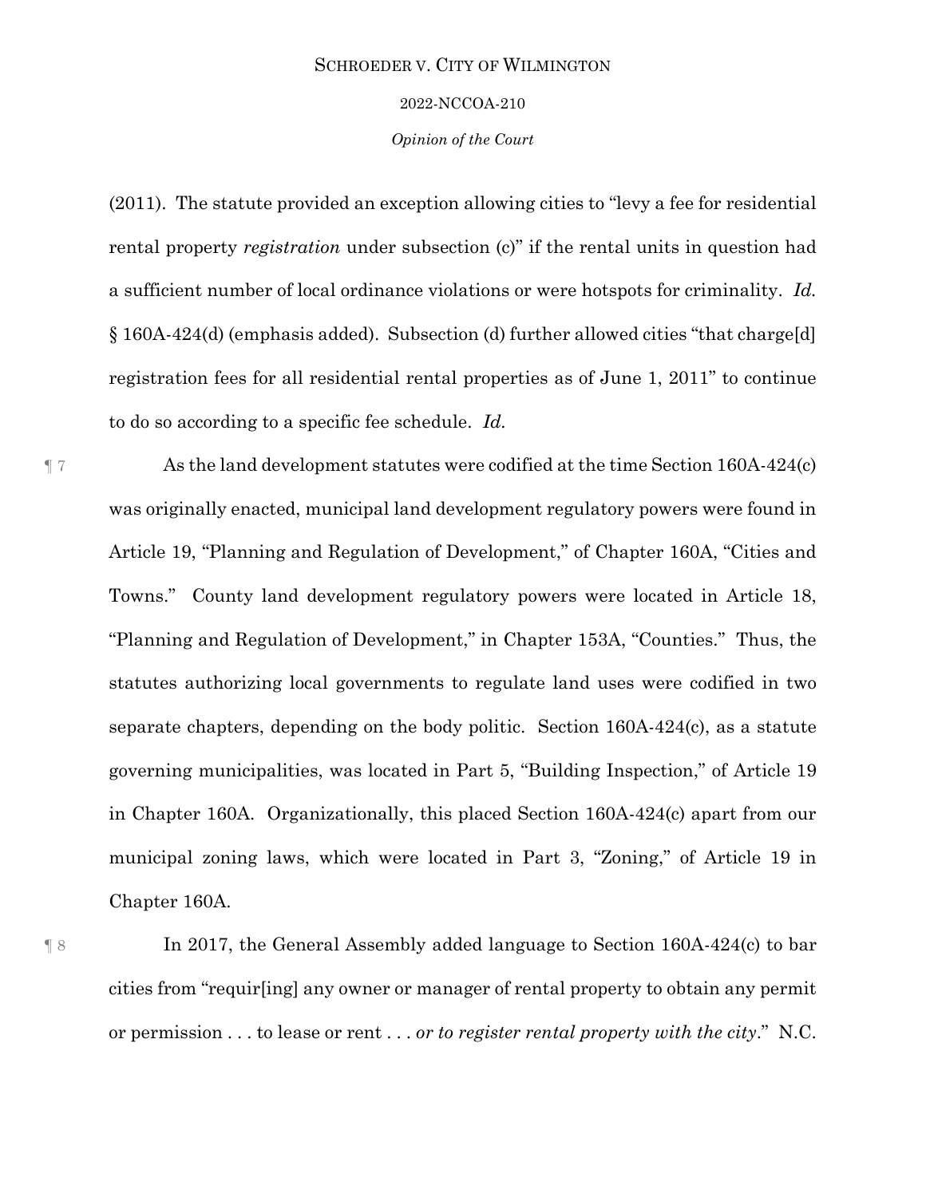(2011). The statute provided an exception allowing cities to "levy a fee for residential rental property *registration* under subsection (c)" if the rental units in question had a sufficient number of local ordinance violations or were hotspots for criminality. *Id.* § 160A-424(d) (emphasis added). Subsection (d) further allowed cities "that charge[d] registration fees for all residential rental properties as of June 1, 2011" to continue to do so according to a specific fee schedule. *Id.*

¶ 7 As the land development statutes were codified at the time Section 160A-424(c) was originally enacted, municipal land development regulatory powers were found in Article 19, "Planning and Regulation of Development," of Chapter 160A, "Cities and Towns." County land development regulatory powers were located in Article 18, "Planning and Regulation of Development," in Chapter 153A, "Counties." Thus, the statutes authorizing local governments to regulate land uses were codified in two separate chapters, depending on the body politic. Section 160A-424(c), as a statute governing municipalities, was located in Part 5, "Building Inspection," of Article 19 in Chapter 160A. Organizationally, this placed Section 160A-424(c) apart from our municipal zoning laws, which were located in Part 3, "Zoning," of Article 19 in Chapter 160A.

¶ 8 In 2017, the General Assembly added language to Section 160A-424(c) to bar cities from "requir[ing] any owner or manager of rental property to obtain any permit or permission . . . to lease or rent . . . *or to register rental property with the city*." N.C.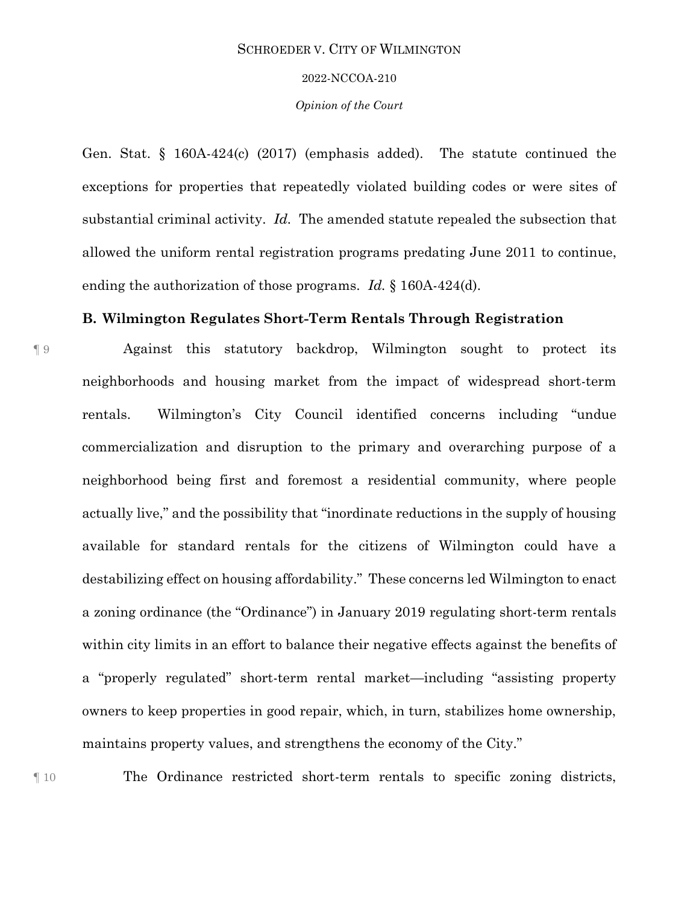Gen. Stat. § 160A-424(c) (2017) (emphasis added). The statute continued the exceptions for properties that repeatedly violated building codes or were sites of substantial criminal activity. *Id.* The amended statute repealed the subsection that allowed the uniform rental registration programs predating June 2011 to continue, ending the authorization of those programs. *Id.* § 160A-424(d).

**B. Wilmington Regulates Short-Term Rentals Through Registration**

¶ 9 Against this statutory backdrop, Wilmington sought to protect its neighborhoods and housing market from the impact of widespread short-term rentals. Wilmington's City Council identified concerns including "undue commercialization and disruption to the primary and overarching purpose of a neighborhood being first and foremost a residential community, where people actually live," and the possibility that "inordinate reductions in the supply of housing available for standard rentals for the citizens of Wilmington could have a destabilizing effect on housing affordability." These concerns led Wilmington to enact a zoning ordinance (the "Ordinance") in January 2019 regulating short-term rentals within city limits in an effort to balance their negative effects against the benefits of a "properly regulated" short-term rental market—including "assisting property owners to keep properties in good repair, which, in turn, stabilizes home ownership, maintains property values, and strengthens the economy of the City."

¶ 10 The Ordinance restricted short-term rentals to specific zoning districts,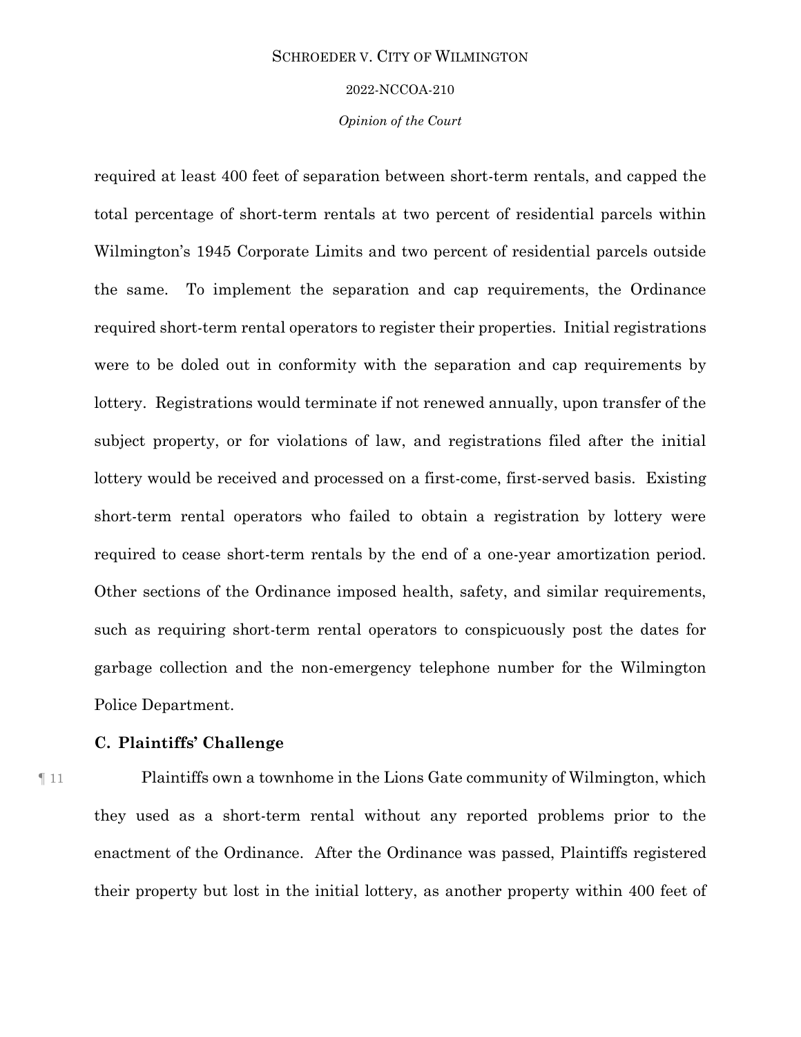required at least 400 feet of separation between short-term rentals, and capped the total percentage of short-term rentals at two percent of residential parcels within Wilmington's 1945 Corporate Limits and two percent of residential parcels outside the same. To implement the separation and cap requirements, the Ordinance required short-term rental operators to register their properties. Initial registrations were to be doled out in conformity with the separation and cap requirements by lottery. Registrations would terminate if not renewed annually, upon transfer of the subject property, or for violations of law, and registrations filed after the initial lottery would be received and processed on a first-come, first-served basis. Existing short-term rental operators who failed to obtain a registration by lottery were required to cease short-term rentals by the end of a one-year amortization period. Other sections of the Ordinance imposed health, safety, and similar requirements, such as requiring short-term rental operators to conspicuously post the dates for garbage collection and the non-emergency telephone number for the Wilmington Police Department.

### C. Plaintiffs' Challenge

¶ 11 Plaintiffs own a townhome in the Lions Gate community of Wilmington, which they used as a short-term rental without any reported problems prior to the enactment of the Ordinance. After the Ordinance was passed, Plaintiffs registered their property but lost in the initial lottery, as another property within 400 feet of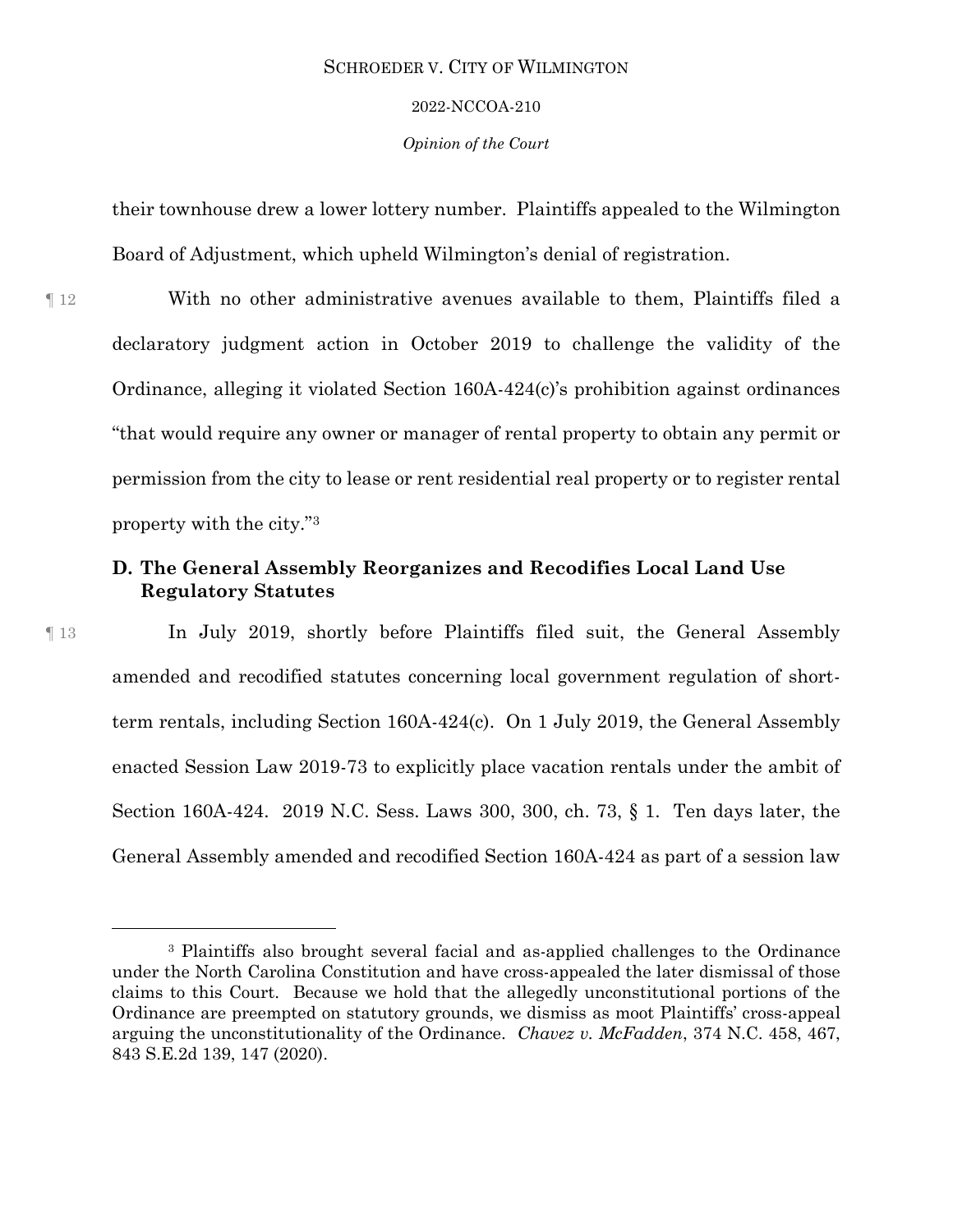their townhouse drew a lower lottery number. Plaintiffs appealed to the Wilmington Board of Adjustment, which upheld Wilmington's denial of registration.

¶ 12 With no other administrative avenues available to them, Plaintiffs filed a declaratory judgment action in October 2019 to challenge the validity of the Ordinance, alleging it violated Section 160A-424(c)'s prohibition against ordinances "that would require any owner or manager of rental property to obtain any permit or permission from the city to lease or rent residential real property or to register rental property with the city."[3]

### D. The General Assembly Reorganizes and Recodifies Local Land Use Regulatory Statutes

¶ 13 In July 2019, shortly before Plaintiffs filed suit, the General Assembly amended and recodified statutes concerning local government regulation of short-term rentals, including Section 160A-424(c). On 1 July 2019, the General Assembly enacted Session Law 2019-73 to explicitly place vacation rentals under the ambit of Section 160A-424. 2019 N.C. Sess. Laws 300, 300, ch. 73, § 1. Ten days later, the General Assembly amended and recodified Section 160A-424 as part of a session law

---

[3] Plaintiffs also brought several facial and as-applied challenges to the Ordinance under the North Carolina Constitution and have cross-appealed the later dismissal of those claims to this Court. Because we hold that the allegedly unconstitutional portions of the Ordinance are preempted on statutory grounds, we dismiss as moot Plaintiffs' cross-appeal arguing the unconstitutionality of the Ordinance. *Chavez v. McFadden*, 374 N.C. 458, 467, 843 S.E.2d 139, 147 (2020).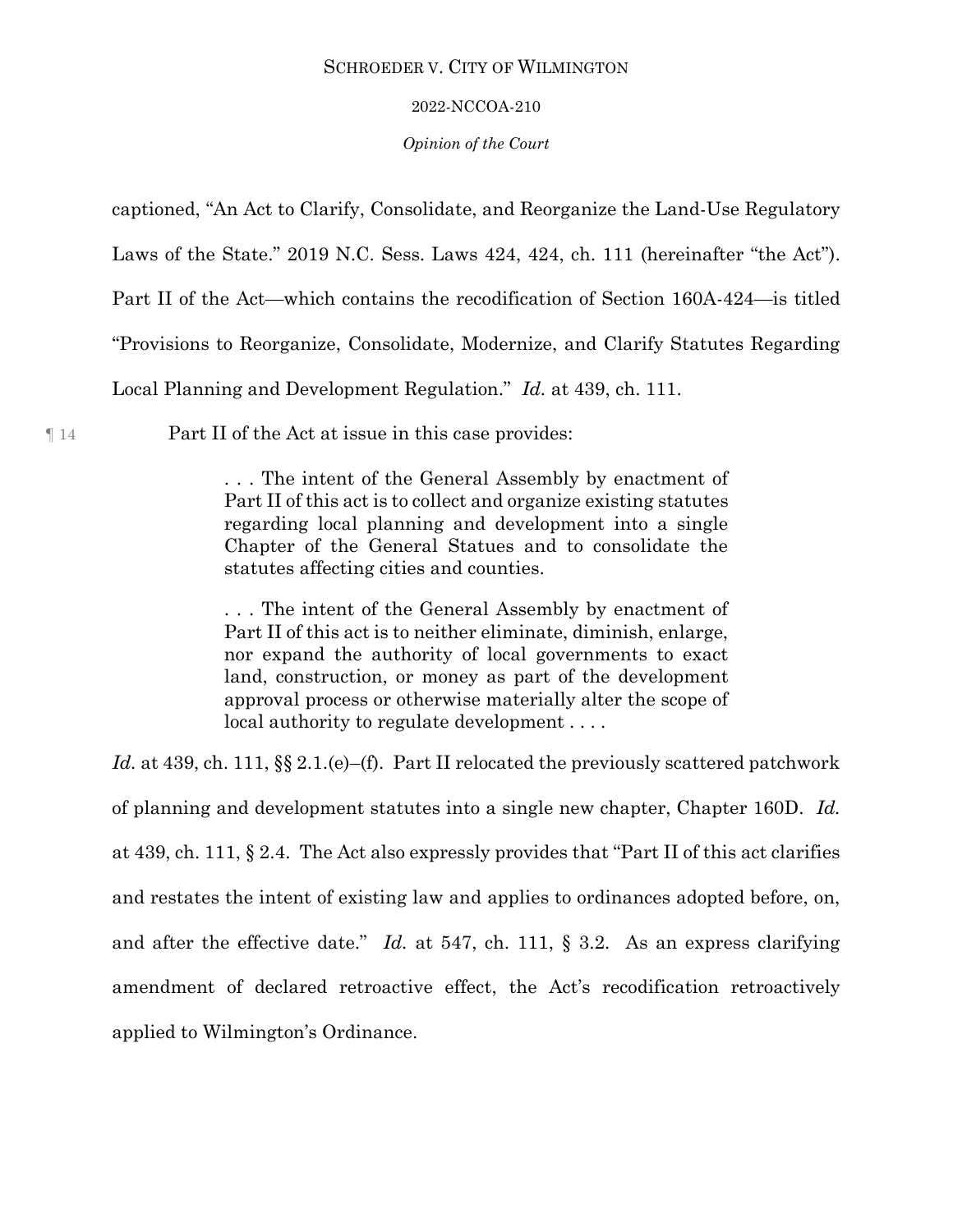captioned, "An Act to Clarify, Consolidate, and Reorganize the Land-Use Regulatory Laws of the State." 2019 N.C. Sess. Laws 424, 424, ch. 111 (hereinafter "the Act"). Part II of the Act—which contains the recodification of Section 160A-424—is titled "Provisions to Reorganize, Consolidate, Modernize, and Clarify Statutes Regarding Local Planning and Development Regulation." *Id.* at 439, ch. 111.

¶ 14 Part II of the Act at issue in this case provides:

> . . . The intent of the General Assembly by enactment of Part II of this act is to collect and organize existing statutes regarding local planning and development into a single Chapter of the General Statues and to consolidate the statutes affecting cities and counties.
>
> . . . The intent of the General Assembly by enactment of Part II of this act is to neither eliminate, diminish, enlarge, nor expand the authority of local governments to exact land, construction, or money as part of the development approval process or otherwise materially alter the scope of local authority to regulate development . . . .

*Id.* at 439, ch. 111, §§ 2.1.(e)–(f). Part II relocated the previously scattered patchwork of planning and development statutes into a single new chapter, Chapter 160D. *Id.* at 439, ch. 111, § 2.4. The Act also expressly provides that "Part II of this act clarifies and restates the intent of existing law and applies to ordinances adopted before, on, and after the effective date." *Id.* at 547, ch. 111, § 3.2. As an express clarifying amendment of declared retroactive effect, the Act's recodification retroactively applied to Wilmington's Ordinance.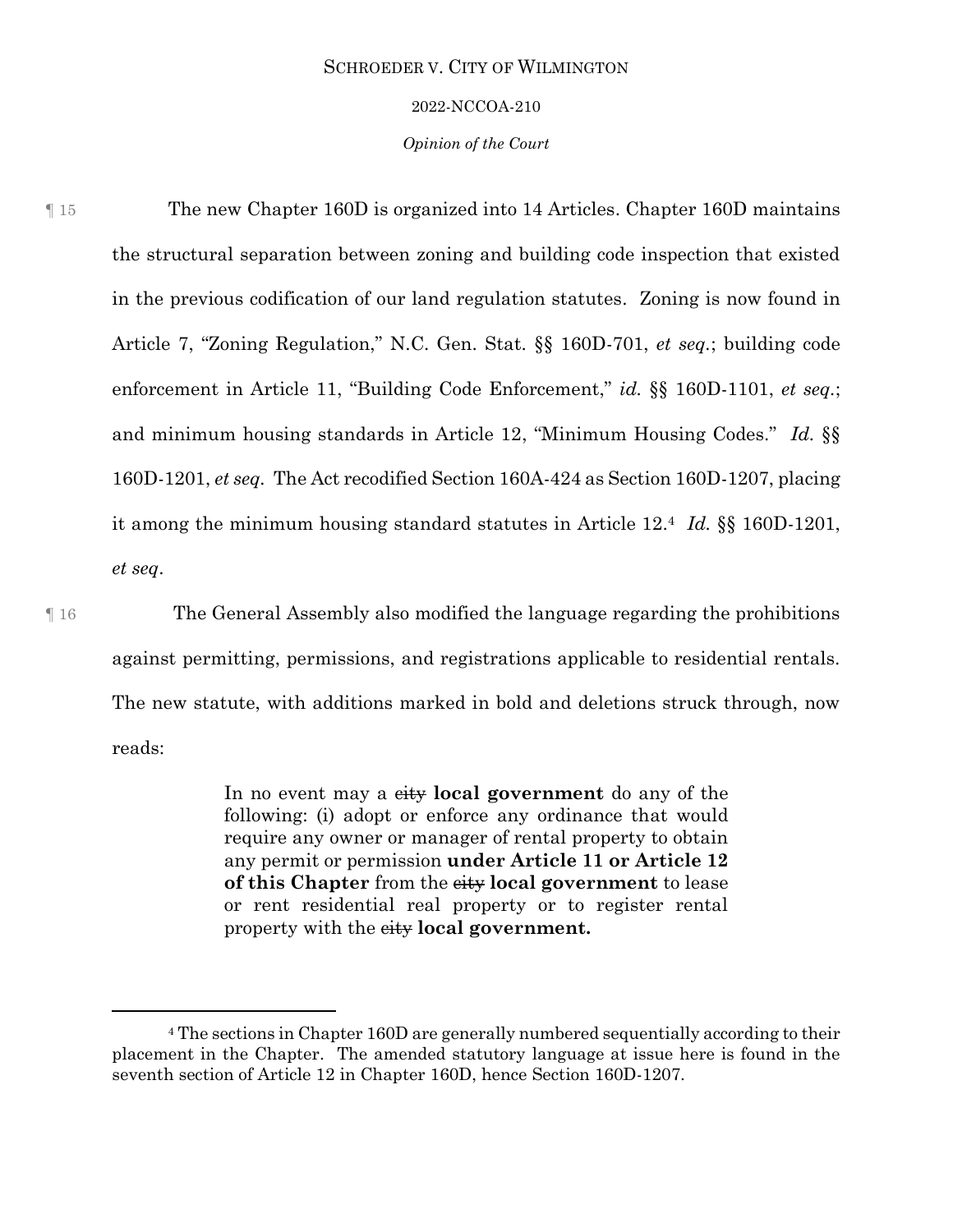¶ 15 The new Chapter 160D is organized into 14 Articles. Chapter 160D maintains the structural separation between zoning and building code inspection that existed in the previous codification of our land regulation statutes. Zoning is now found in Article 7, "Zoning Regulation," N.C. Gen. Stat. §§ 160D-701, *et seq.*; building code enforcement in Article 11, "Building Code Enforcement," *id.* §§ 160D-1101, *et seq.*; and minimum housing standards in Article 12, "Minimum Housing Codes." *Id.* §§ 160D-1201, *et seq.* The Act recodified Section 160A-424 as Section 160D-1207, placing it among the minimum housing standard statutes in Article 12.[4] *Id.* §§ 160D-1201, *et seq.*

¶ 16 The General Assembly also modified the language regarding the prohibitions against permitting, permissions, and registrations applicable to residential rentals. The new statute, with additions marked in bold and deletions struck through, now reads:

> In no event may a ~~city~~ **local government** do any of the following: (i) adopt or enforce any ordinance that would require any owner or manager of rental property to obtain any permit or permission **under Article 11 or Article 12 of this Chapter** from the ~~city~~ **local government** to lease or rent residential real property or to register rental property with the ~~city~~ **local government.**

[4] The sections in Chapter 160D are generally numbered sequentially according to their placement in the Chapter. The amended statutory language at issue here is found in the seventh section of Article 12 in Chapter 160D, hence Section 160D-1207.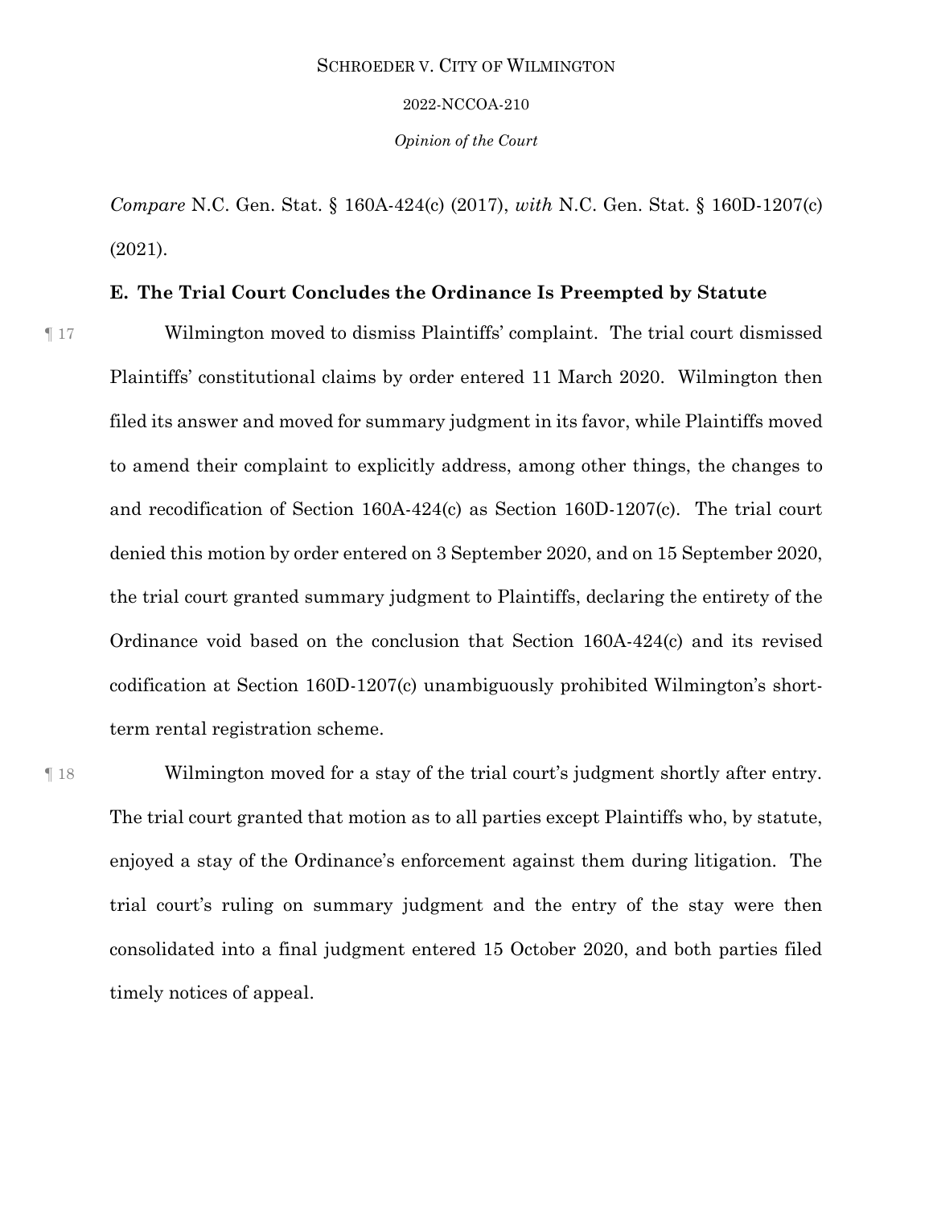*Compare* N.C. Gen. Stat. § 160A-424(c) (2017), *with* N.C. Gen. Stat. § 160D-1207(c) (2021).

### E. The Trial Court Concludes the Ordinance Is Preempted by Statute

¶ 17 Wilmington moved to dismiss Plaintiffs' complaint. The trial court dismissed Plaintiffs' constitutional claims by order entered 11 March 2020. Wilmington then filed its answer and moved for summary judgment in its favor, while Plaintiffs moved to amend their complaint to explicitly address, among other things, the changes to and recodification of Section 160A-424(c) as Section 160D-1207(c). The trial court denied this motion by order entered on 3 September 2020, and on 15 September 2020, the trial court granted summary judgment to Plaintiffs, declaring the entirety of the Ordinance void based on the conclusion that Section 160A-424(c) and its revised codification at Section 160D-1207(c) unambiguously prohibited Wilmington's short-term rental registration scheme.

¶ 18 Wilmington moved for a stay of the trial court's judgment shortly after entry. The trial court granted that motion as to all parties except Plaintiffs who, by statute, enjoyed a stay of the Ordinance's enforcement against them during litigation. The trial court's ruling on summary judgment and the entry of the stay were then consolidated into a final judgment entered 15 October 2020, and both parties filed timely notices of appeal.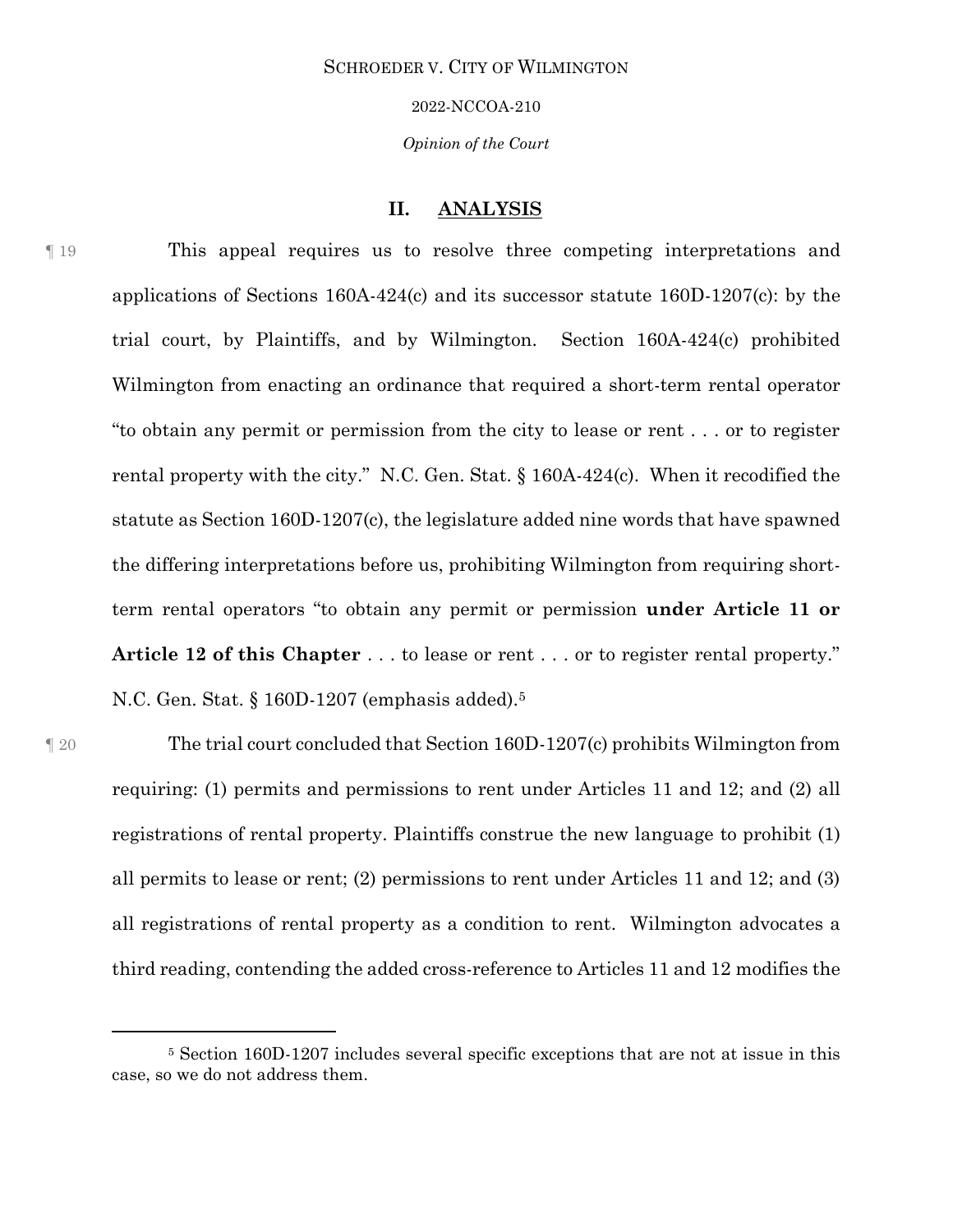## II. ANALYSIS

¶ 19 This appeal requires us to resolve three competing interpretations and applications of Sections 160A-424(c) and its successor statute 160D-1207(c): by the trial court, by Plaintiffs, and by Wilmington. Section 160A-424(c) prohibited Wilmington from enacting an ordinance that required a short-term rental operator "to obtain any permit or permission from the city to lease or rent . . . or to register rental property with the city." N.C. Gen. Stat. § 160A-424(c). When it recodified the statute as Section 160D-1207(c), the legislature added nine words that have spawned the differing interpretations before us, prohibiting Wilmington from requiring short-term rental operators "to obtain any permit or permission **under Article 11 or Article 12 of this Chapter** . . . to lease or rent . . . or to register rental property." N.C. Gen. Stat. § 160D-1207 (emphasis added).[5]

¶ 20 The trial court concluded that Section 160D-1207(c) prohibits Wilmington from requiring: (1) permits and permissions to rent under Articles 11 and 12; and (2) all registrations of rental property. Plaintiffs construe the new language to prohibit (1) all permits to lease or rent; (2) permissions to rent under Articles 11 and 12; and (3) all registrations of rental property as a condition to rent. Wilmington advocates a third reading, contending the added cross-reference to Articles 11 and 12 modifies the

[5] Section 160D-1207 includes several specific exceptions that are not at issue in this case, so we do not address them.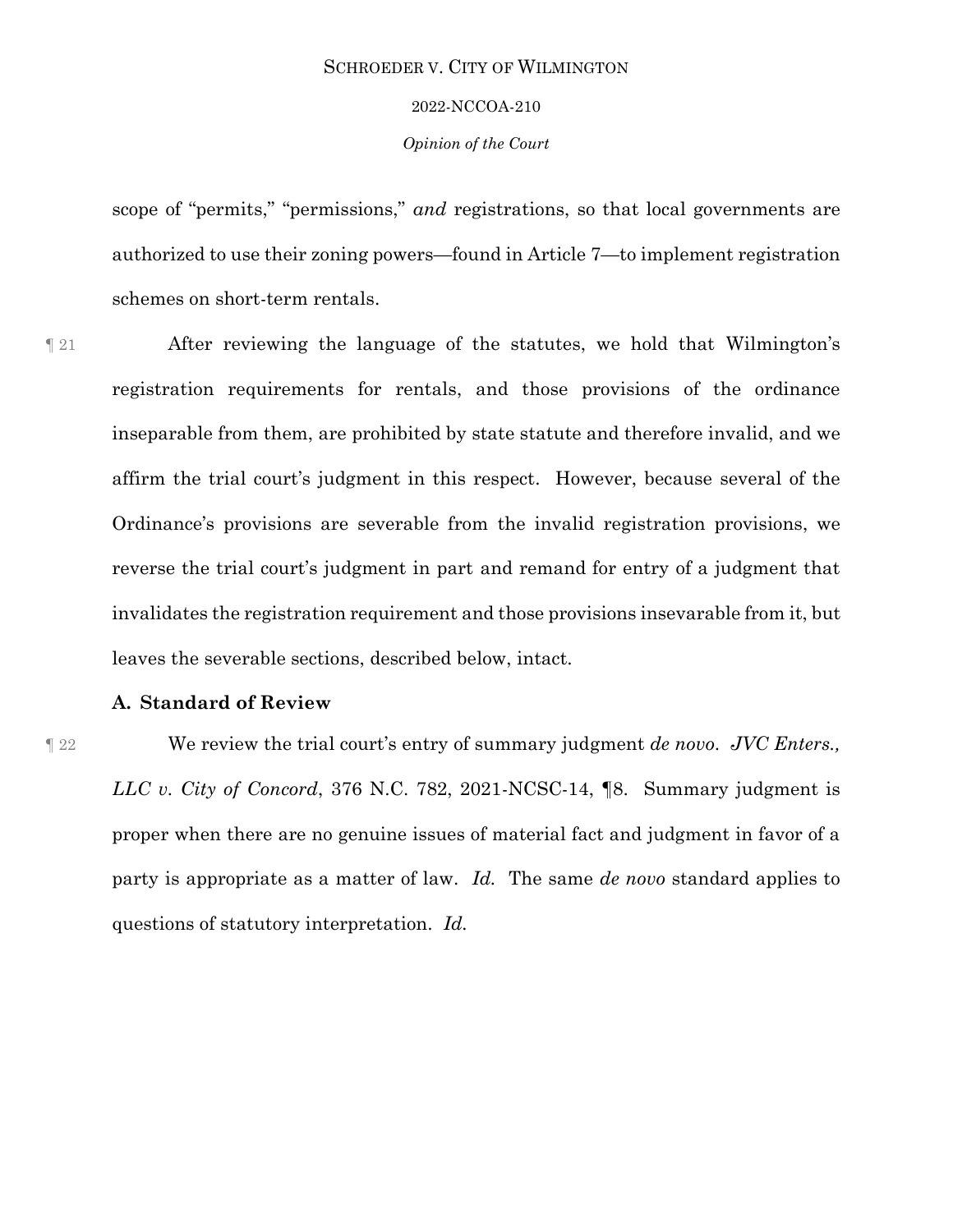scope of "permits," "permissions," *and* registrations, so that local governments are authorized to use their zoning powers—found in Article 7—to implement registration schemes on short-term rentals.

¶ 21 After reviewing the language of the statutes, we hold that Wilmington's registration requirements for rentals, and those provisions of the ordinance inseparable from them, are prohibited by state statute and therefore invalid, and we affirm the trial court's judgment in this respect. However, because several of the Ordinance's provisions are severable from the invalid registration provisions, we reverse the trial court's judgment in part and remand for entry of a judgment that invalidates the registration requirement and those provisions insevarable from it, but leaves the severable sections, described below, intact.

### A. Standard of Review

¶ 22 We review the trial court's entry of summary judgment *de novo*. *JVC Enters., LLC v. City of Concord*, 376 N.C. 782, 2021-NCSC-14, ¶8. Summary judgment is proper when there are no genuine issues of material fact and judgment in favor of a party is appropriate as a matter of law. *Id.* The same *de novo* standard applies to questions of statutory interpretation. *Id.*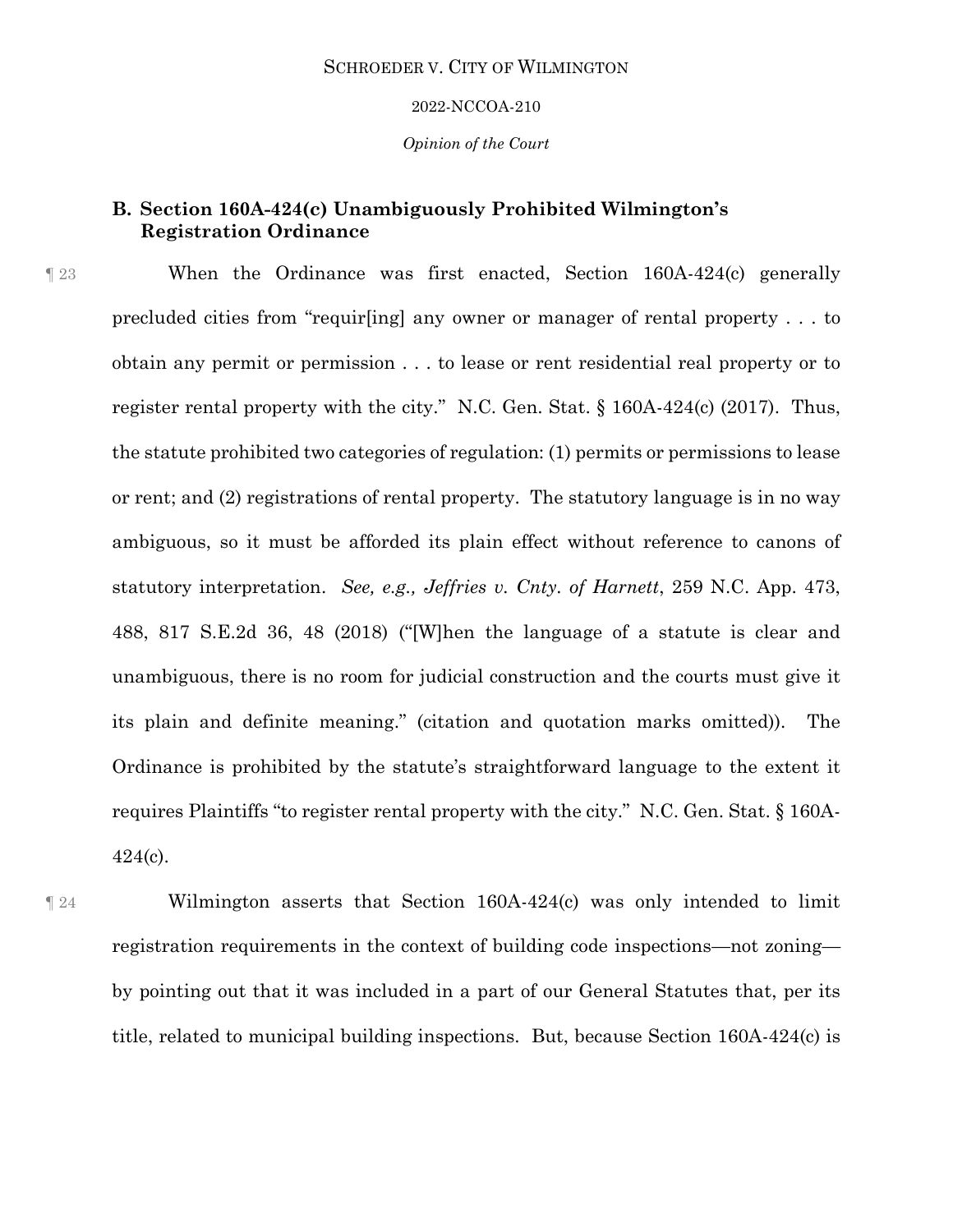### B. Section 160A-424(c) Unambiguously Prohibited Wilmington's Registration Ordinance

¶ 23 When the Ordinance was first enacted, Section 160A-424(c) generally precluded cities from "requir[ing] any owner or manager of rental property . . . to obtain any permit or permission . . . to lease or rent residential real property or to register rental property with the city." N.C. Gen. Stat. § 160A-424(c) (2017). Thus, the statute prohibited two categories of regulation: (1) permits or permissions to lease or rent; and (2) registrations of rental property. The statutory language is in no way ambiguous, so it must be afforded its plain effect without reference to canons of statutory interpretation. *See, e.g., Jeffries v. Cnty. of Harnett*, 259 N.C. App. 473, 488, 817 S.E.2d 36, 48 (2018) ("[W]hen the language of a statute is clear and unambiguous, there is no room for judicial construction and the courts must give it its plain and definite meaning." (citation and quotation marks omitted)). The Ordinance is prohibited by the statute's straightforward language to the extent it requires Plaintiffs "to register rental property with the city." N.C. Gen. Stat. § 160A-424(c).

¶ 24 Wilmington asserts that Section 160A-424(c) was only intended to limit registration requirements in the context of building code inspections—not zoning—by pointing out that it was included in a part of our General Statutes that, per its title, related to municipal building inspections. But, because Section 160A-424(c) is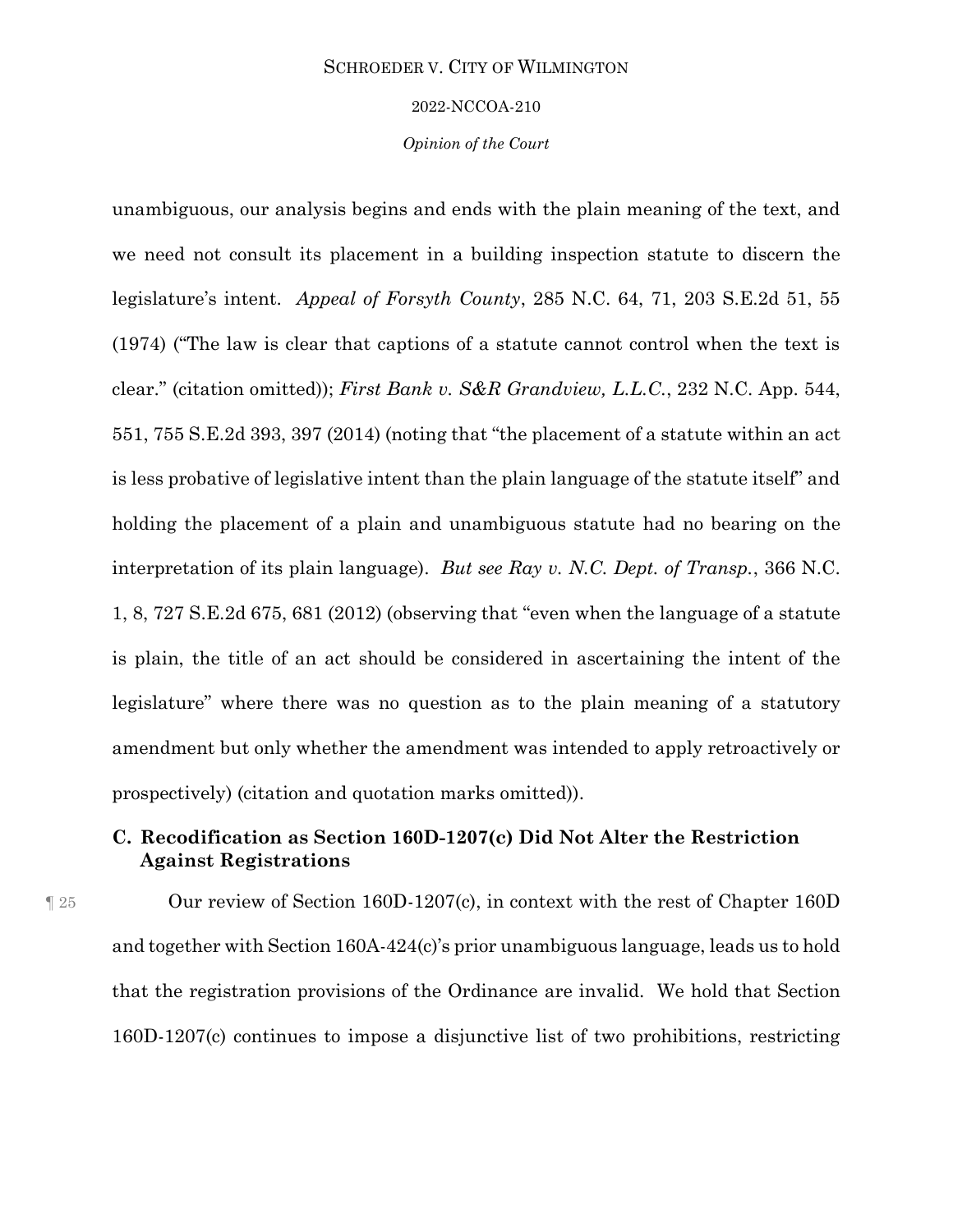unambiguous, our analysis begins and ends with the plain meaning of the text, and we need not consult its placement in a building inspection statute to discern the legislature's intent. *Appeal of Forsyth County*, 285 N.C. 64, 71, 203 S.E.2d 51, 55 (1974) ("The law is clear that captions of a statute cannot control when the text is clear." (citation omitted)); *First Bank v. S&R Grandview, L.L.C.*, 232 N.C. App. 544, 551, 755 S.E.2d 393, 397 (2014) (noting that "the placement of a statute within an act is less probative of legislative intent than the plain language of the statute itself" and holding the placement of a plain and unambiguous statute had no bearing on the interpretation of its plain language). *But see Ray v. N.C. Dept. of Transp.*, 366 N.C. 1, 8, 727 S.E.2d 675, 681 (2012) (observing that "even when the language of a statute is plain, the title of an act should be considered in ascertaining the intent of the legislature" where there was no question as to the plain meaning of a statutory amendment but only whether the amendment was intended to apply retroactively or prospectively) (citation and quotation marks omitted)).

### C. Recodification as Section 160D-1207(c) Did Not Alter the Restriction Against Registrations

¶ 25 Our review of Section 160D-1207(c), in context with the rest of Chapter 160D and together with Section 160A-424(c)'s prior unambiguous language, leads us to hold that the registration provisions of the Ordinance are invalid. We hold that Section 160D-1207(c) continues to impose a disjunctive list of two prohibitions, restricting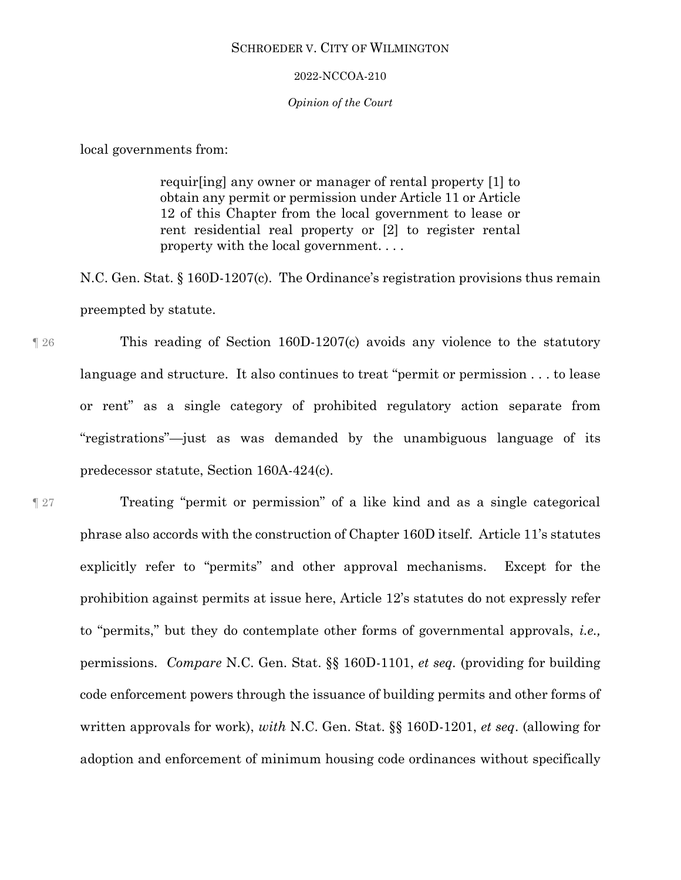local governments from:

> requir[ing] any owner or manager of rental property [1] to obtain any permit or permission under Article 11 or Article 12 of this Chapter from the local government to lease or rent residential real property or [2] to register rental property with the local government. . . .

N.C. Gen. Stat. § 160D-1207(c). The Ordinance's registration provisions thus remain preempted by statute.

¶ 26 This reading of Section 160D-1207(c) avoids any violence to the statutory language and structure. It also continues to treat "permit or permission . . . to lease or rent" as a single category of prohibited regulatory action separate from "registrations"—just as was demanded by the unambiguous language of its predecessor statute, Section 160A-424(c).

¶ 27 Treating "permit or permission" of a like kind and as a single categorical phrase also accords with the construction of Chapter 160D itself. Article 11's statutes explicitly refer to "permits" and other approval mechanisms. Except for the prohibition against permits at issue here, Article 12's statutes do not expressly refer to "permits," but they do contemplate other forms of governmental approvals, *i.e.,* permissions. *Compare* N.C. Gen. Stat. §§ 160D-1101, *et seq.* (providing for building code enforcement powers through the issuance of building permits and other forms of written approvals for work), *with* N.C. Gen. Stat. §§ 160D-1201, *et seq*. (allowing for adoption and enforcement of minimum housing code ordinances without specifically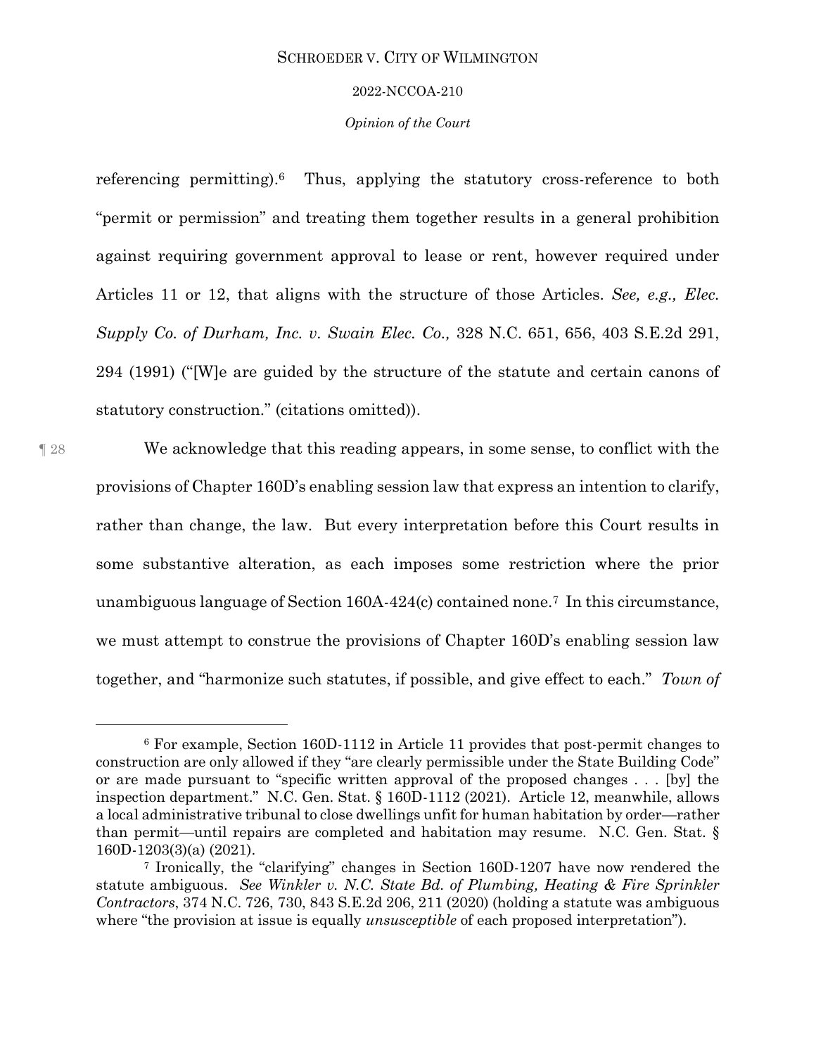referencing permitting).[6] Thus, applying the statutory cross-reference to both "permit or permission" and treating them together results in a general prohibition against requiring government approval to lease or rent, however required under Articles 11 or 12, that aligns with the structure of those Articles. *See, e.g., Elec. Supply Co. of Durham, Inc. v. Swain Elec. Co.,* 328 N.C. 651, 656, 403 S.E.2d 291, 294 (1991) ("[W]e are guided by the structure of the statute and certain canons of statutory construction." (citations omitted)).

¶ 28 We acknowledge that this reading appears, in some sense, to conflict with the provisions of Chapter 160D's enabling session law that express an intention to clarify, rather than change, the law. But every interpretation before this Court results in some substantive alteration, as each imposes some restriction where the prior unambiguous language of Section 160A-424(c) contained none.[7] In this circumstance, we must attempt to construe the provisions of Chapter 160D's enabling session law together, and "harmonize such statutes, if possible, and give effect to each." *Town of*

---

[6] For example, Section 160D-1112 in Article 11 provides that post-permit changes to construction are only allowed if they "are clearly permissible under the State Building Code" or are made pursuant to "specific written approval of the proposed changes . . . [by] the inspection department." N.C. Gen. Stat. § 160D-1112 (2021). Article 12, meanwhile, allows a local administrative tribunal to close dwellings unfit for human habitation by order—rather than permit—until repairs are completed and habitation may resume. N.C. Gen. Stat. § 160D-1203(3)(a) (2021).

[7] Ironically, the "clarifying" changes in Section 160D-1207 have now rendered the statute ambiguous. *See Winkler v. N.C. State Bd. of Plumbing, Heating & Fire Sprinkler Contractors*, 374 N.C. 726, 730, 843 S.E.2d 206, 211 (2020) (holding a statute was ambiguous where "the provision at issue is equally *unsusceptible* of each proposed interpretation").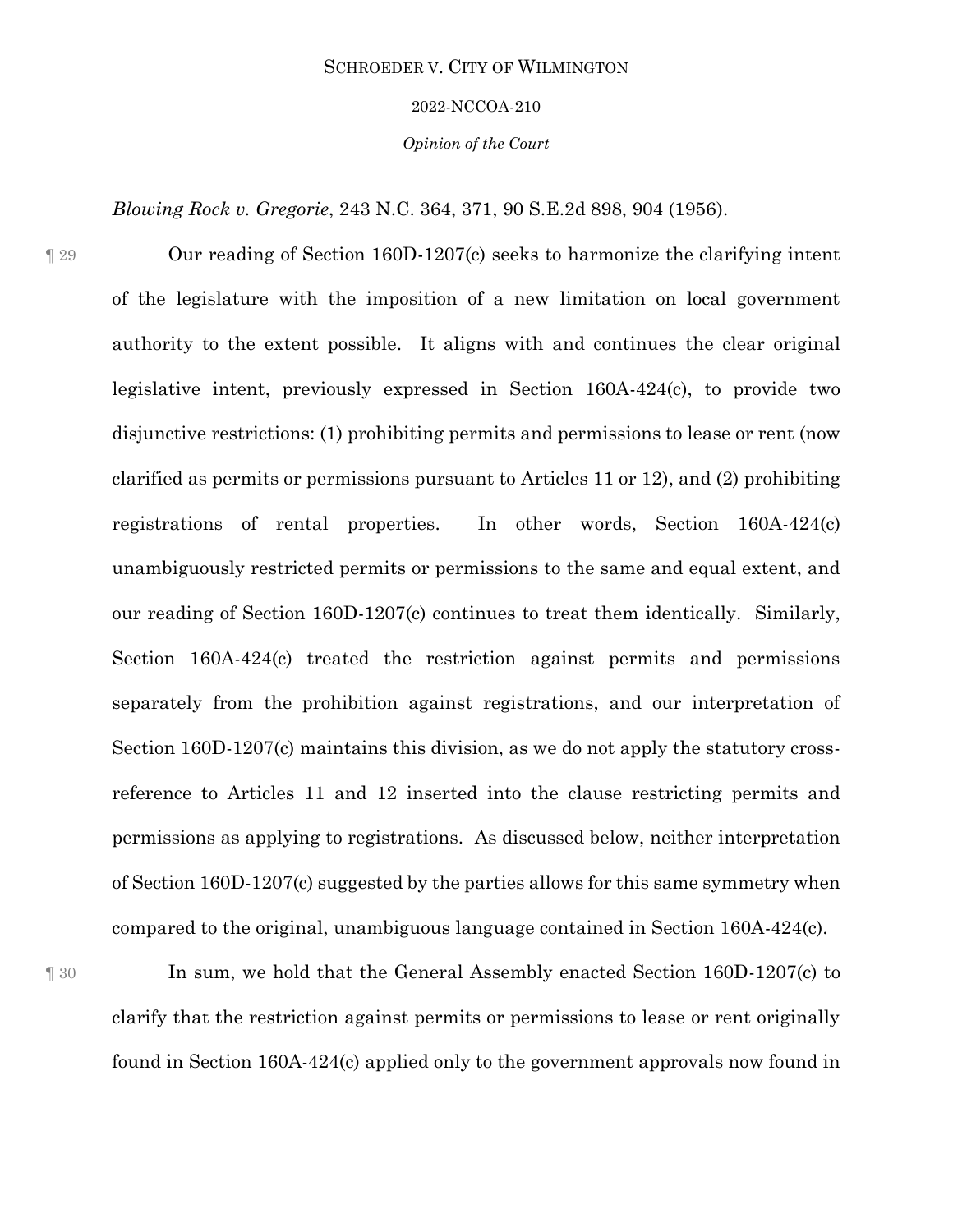*Blowing Rock v. Gregorie*, 243 N.C. 364, 371, 90 S.E.2d 898, 904 (1956).

¶ 29 Our reading of Section 160D-1207(c) seeks to harmonize the clarifying intent of the legislature with the imposition of a new limitation on local government authority to the extent possible. It aligns with and continues the clear original legislative intent, previously expressed in Section 160A-424(c), to provide two disjunctive restrictions: (1) prohibiting permits and permissions to lease or rent (now clarified as permits or permissions pursuant to Articles 11 or 12), and (2) prohibiting registrations of rental properties. In other words, Section 160A-424(c) unambiguously restricted permits or permissions to the same and equal extent, and our reading of Section 160D-1207(c) continues to treat them identically. Similarly, Section 160A-424(c) treated the restriction against permits and permissions separately from the prohibition against registrations, and our interpretation of Section 160D-1207(c) maintains this division, as we do not apply the statutory cross-reference to Articles 11 and 12 inserted into the clause restricting permits and permissions as applying to registrations. As discussed below, neither interpretation of Section 160D-1207(c) suggested by the parties allows for this same symmetry when compared to the original, unambiguous language contained in Section 160A-424(c).

¶ 30 In sum, we hold that the General Assembly enacted Section 160D-1207(c) to clarify that the restriction against permits or permissions to lease or rent originally found in Section 160A-424(c) applied only to the government approvals now found in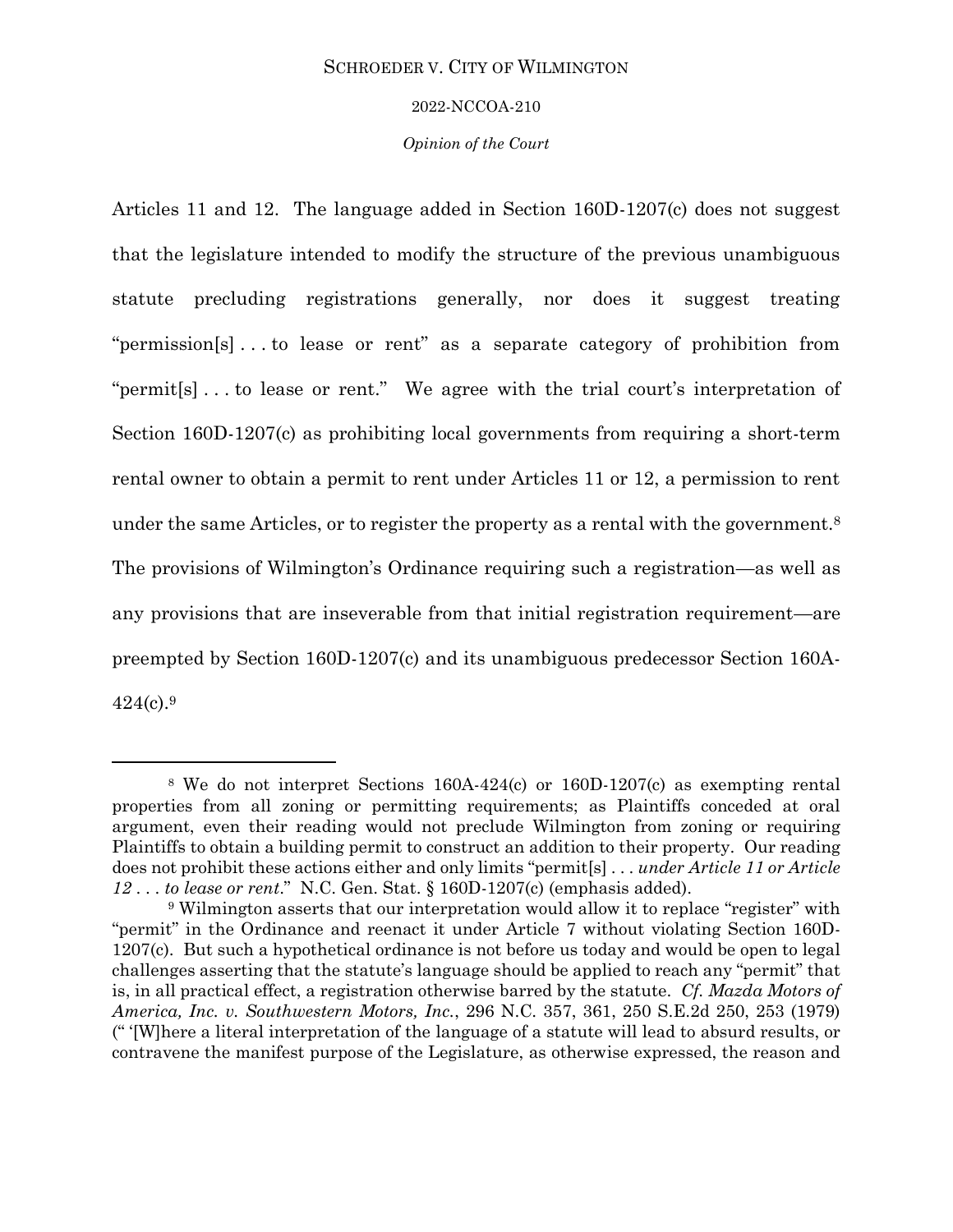Articles 11 and 12. The language added in Section 160D-1207(c) does not suggest that the legislature intended to modify the structure of the previous unambiguous statute precluding registrations generally, nor does it suggest treating "permission[s] . . . to lease or rent" as a separate category of prohibition from "permit[s] . . . to lease or rent." We agree with the trial court's interpretation of Section 160D-1207(c) as prohibiting local governments from requiring a short-term rental owner to obtain a permit to rent under Articles 11 or 12, a permission to rent under the same Articles, or to register the property as a rental with the government.[8] The provisions of Wilmington's Ordinance requiring such a registration—as well as any provisions that are inseverable from that initial registration requirement—are preempted by Section 160D-1207(c) and its unambiguous predecessor Section 160A-424(c).[9]

---

[8] We do not interpret Sections 160A-424(c) or 160D-1207(c) as exempting rental properties from all zoning or permitting requirements; as Plaintiffs conceded at oral argument, even their reading would not preclude Wilmington from zoning or requiring Plaintiffs to obtain a building permit to construct an addition to their property. Our reading does not prohibit these actions either and only limits "permit[s] . . . *under Article 11 or Article 12 . . . to lease or rent*." N.C. Gen. Stat. § 160D-1207(c) (emphasis added).

[9] Wilmington asserts that our interpretation would allow it to replace "register" with "permit" in the Ordinance and reenact it under Article 7 without violating Section 160D-1207(c). But such a hypothetical ordinance is not before us today and would be open to legal challenges asserting that the statute's language should be applied to reach any "permit" that is, in all practical effect, a registration otherwise barred by the statute. *Cf. Mazda Motors of America, Inc. v. Southwestern Motors, Inc.*, 296 N.C. 357, 361, 250 S.E.2d 250, 253 (1979) ("'[W]here a literal interpretation of the language of a statute will lead to absurd results, or contravene the manifest purpose of the Legislature, as otherwise expressed, the reason and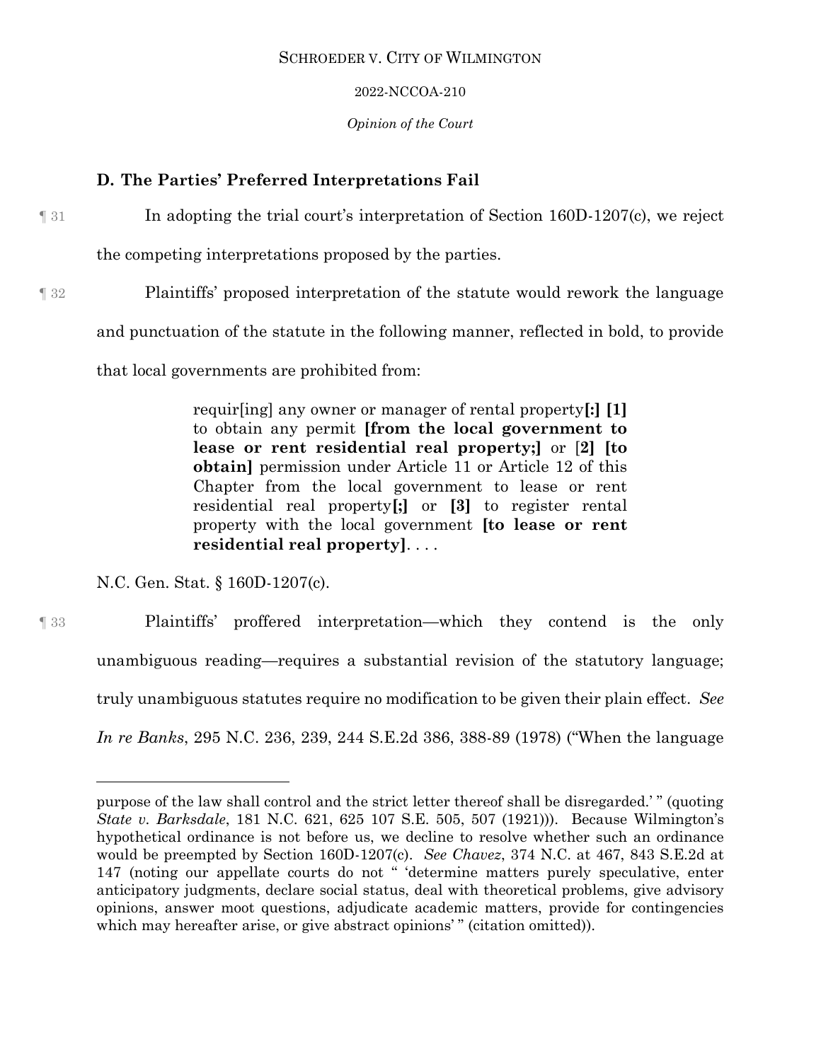### D. The Parties' Preferred Interpretations Fail

¶ 31 In adopting the trial court's interpretation of Section 160D-1207(c), we reject the competing interpretations proposed by the parties.

¶ 32 Plaintiffs' proposed interpretation of the statute would rework the language and punctuation of the statute in the following manner, reflected in bold, to provide that local governments are prohibited from:

> requir[ing] any owner or manager of rental property**[:] [1]** to obtain any permit **[from the local government to lease or rent residential real property;]** or [**2**] **[to obtain]** permission under Article 11 or Article 12 of this Chapter from the local government to lease or rent residential real property**[;]** or **[3]** to register rental property with the local government **[to lease or rent residential real property]**. . . .

N.C. Gen. Stat. § 160D-1207(c).

¶ 33 Plaintiffs' proffered interpretation—which they contend is the only unambiguous reading—requires a substantial revision of the statutory language; truly unambiguous statutes require no modification to be given their plain effect. *See In re Banks*, 295 N.C. 236, 239, 244 S.E.2d 386, 388-89 (1978) ("When the language

---

purpose of the law shall control and the strict letter thereof shall be disregarded.' " (quoting *State v. Barksdale*, 181 N.C. 621, 625 107 S.E. 505, 507 (1921))). Because Wilmington's hypothetical ordinance is not before us, we decline to resolve whether such an ordinance would be preempted by Section 160D-1207(c). *See Chavez*, 374 N.C. at 467, 843 S.E.2d at 147 (noting our appellate courts do not " 'determine matters purely speculative, enter anticipatory judgments, declare social status, deal with theoretical problems, give advisory opinions, answer moot questions, adjudicate academic matters, provide for contingencies which may hereafter arise, or give abstract opinions' " (citation omitted)).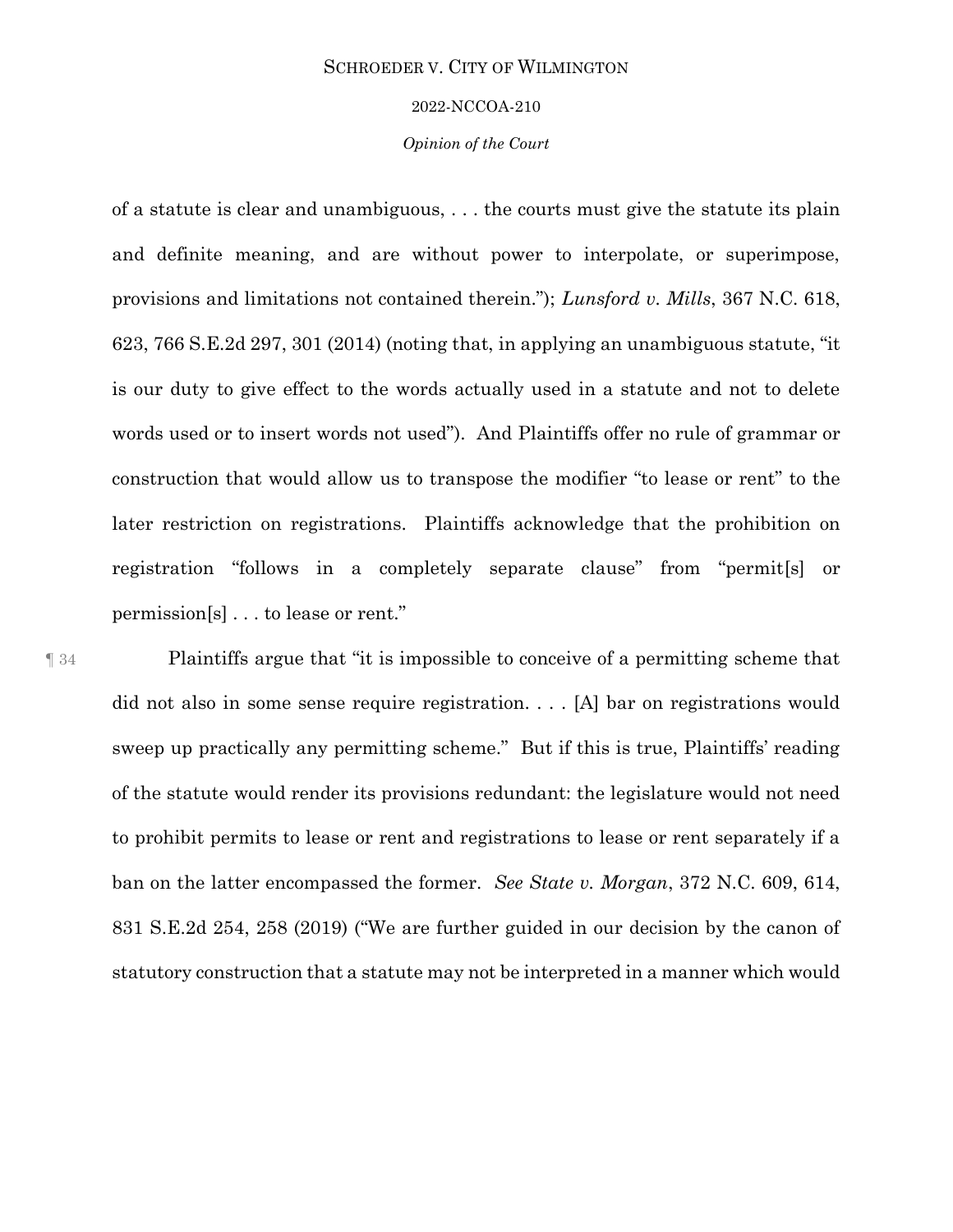of a statute is clear and unambiguous, . . . the courts must give the statute its plain and definite meaning, and are without power to interpolate, or superimpose, provisions and limitations not contained therein."); *Lunsford v. Mills*, 367 N.C. 618, 623, 766 S.E.2d 297, 301 (2014) (noting that, in applying an unambiguous statute, "it is our duty to give effect to the words actually used in a statute and not to delete words used or to insert words not used"). And Plaintiffs offer no rule of grammar or construction that would allow us to transpose the modifier "to lease or rent" to the later restriction on registrations. Plaintiffs acknowledge that the prohibition on registration "follows in a completely separate clause" from "permit[s] or permission[s] . . . to lease or rent."

¶ 34 Plaintiffs argue that "it is impossible to conceive of a permitting scheme that did not also in some sense require registration. . . . [A] bar on registrations would sweep up practically any permitting scheme." But if this is true, Plaintiffs' reading of the statute would render its provisions redundant: the legislature would not need to prohibit permits to lease or rent and registrations to lease or rent separately if a ban on the latter encompassed the former. *See State v. Morgan*, 372 N.C. 609, 614, 831 S.E.2d 254, 258 (2019) ("We are further guided in our decision by the canon of statutory construction that a statute may not be interpreted in a manner which would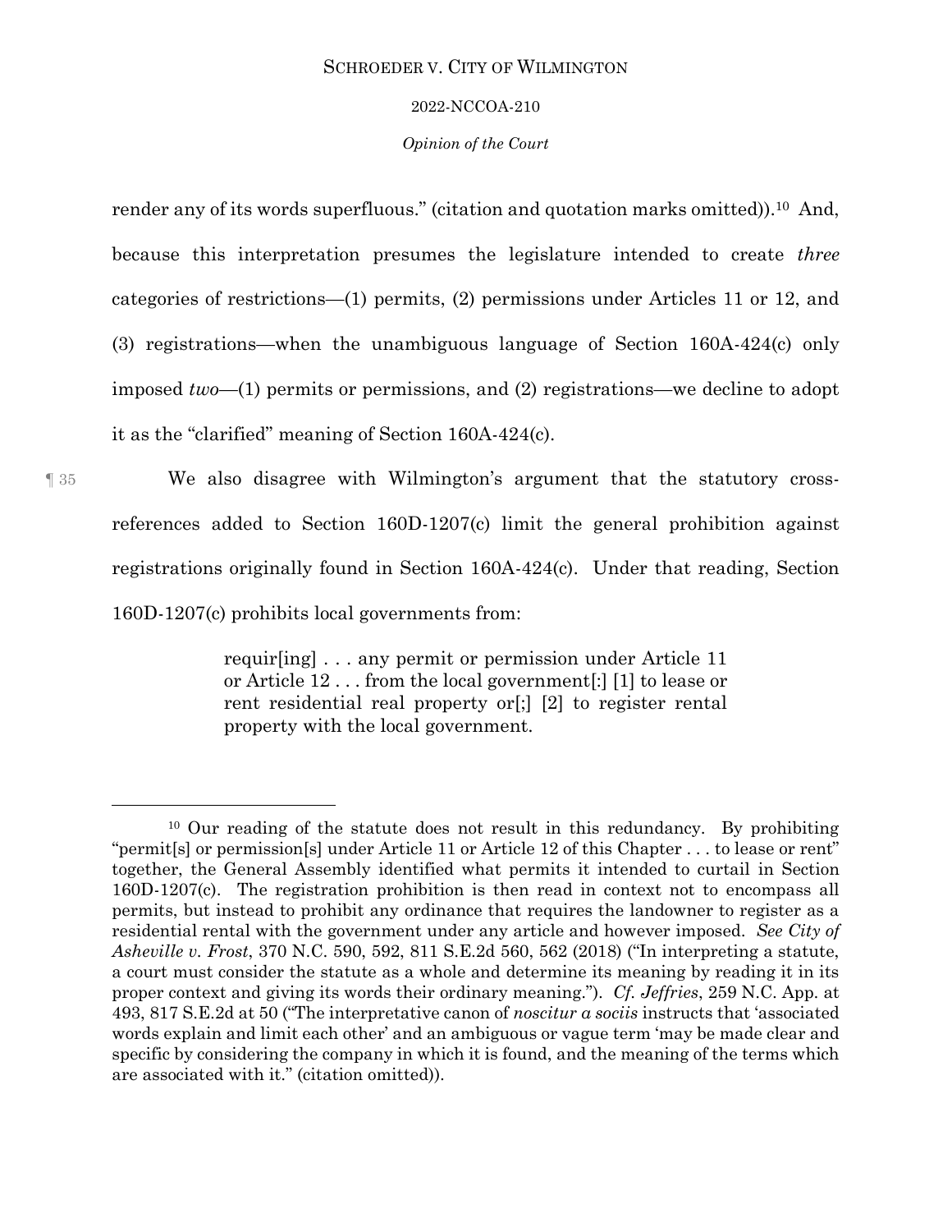render any of its words superfluous." (citation and quotation marks omitted)).[10] And, because this interpretation presumes the legislature intended to create *three* categories of restrictions—(1) permits, (2) permissions under Articles 11 or 12, and (3) registrations—when the unambiguous language of Section 160A-424(c) only imposed *two*—(1) permits or permissions, and (2) registrations—we decline to adopt it as the "clarified" meaning of Section 160A-424(c).

¶ 35 We also disagree with Wilmington's argument that the statutory cross-references added to Section 160D-1207(c) limit the general prohibition against registrations originally found in Section 160A-424(c). Under that reading, Section 160D-1207(c) prohibits local governments from:

> requir[ing] . . . any permit or permission under Article 11 or Article 12 . . . from the local government[:] [1] to lease or rent residential real property or[;] [2] to register rental property with the local government.

---

[10] Our reading of the statute does not result in this redundancy. By prohibiting "permit[s] or permission[s] under Article 11 or Article 12 of this Chapter . . . to lease or rent" together, the General Assembly identified what permits it intended to curtail in Section 160D-1207(c). The registration prohibition is then read in context not to encompass all permits, but instead to prohibit any ordinance that requires the landowner to register as a residential rental with the government under any article and however imposed. *See City of Asheville v. Frost*, 370 N.C. 590, 592, 811 S.E.2d 560, 562 (2018) ("In interpreting a statute, a court must consider the statute as a whole and determine its meaning by reading it in its proper context and giving its words their ordinary meaning."). *Cf. Jeffries*, 259 N.C. App. at 493, 817 S.E.2d at 50 ("The interpretative canon of *noscitur a sociis* instructs that 'associated words explain and limit each other' and an ambiguous or vague term 'may be made clear and specific by considering the company in which it is found, and the meaning of the terms which are associated with it." (citation omitted)).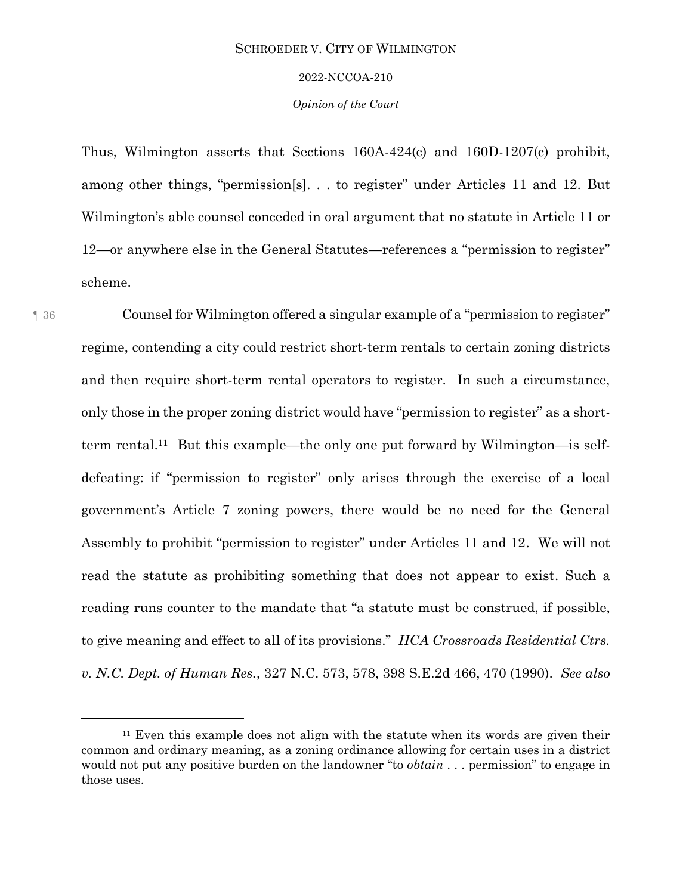Thus, Wilmington asserts that Sections 160A-424(c) and 160D-1207(c) prohibit, among other things, "permission[s]. . . to register" under Articles 11 and 12. But Wilmington's able counsel conceded in oral argument that no statute in Article 11 or 12—or anywhere else in the General Statutes—references a "permission to register" scheme.

¶ 36 Counsel for Wilmington offered a singular example of a "permission to register" regime, contending a city could restrict short-term rentals to certain zoning districts and then require short-term rental operators to register. In such a circumstance, only those in the proper zoning district would have "permission to register" as a short-term rental.[11] But this example—the only one put forward by Wilmington—is self-defeating: if "permission to register" only arises through the exercise of a local government's Article 7 zoning powers, there would be no need for the General Assembly to prohibit "permission to register" under Articles 11 and 12. We will not read the statute as prohibiting something that does not appear to exist. Such a reading runs counter to the mandate that "a statute must be construed, if possible, to give meaning and effect to all of its provisions." *HCA Crossroads Residential Ctrs. v. N.C. Dept. of Human Res.*, 327 N.C. 573, 578, 398 S.E.2d 466, 470 (1990). *See also*

---

[11] Even this example does not align with the statute when its words are given their common and ordinary meaning, as a zoning ordinance allowing for certain uses in a district would not put any positive burden on the landowner "to *obtain* . . . permission" to engage in those uses.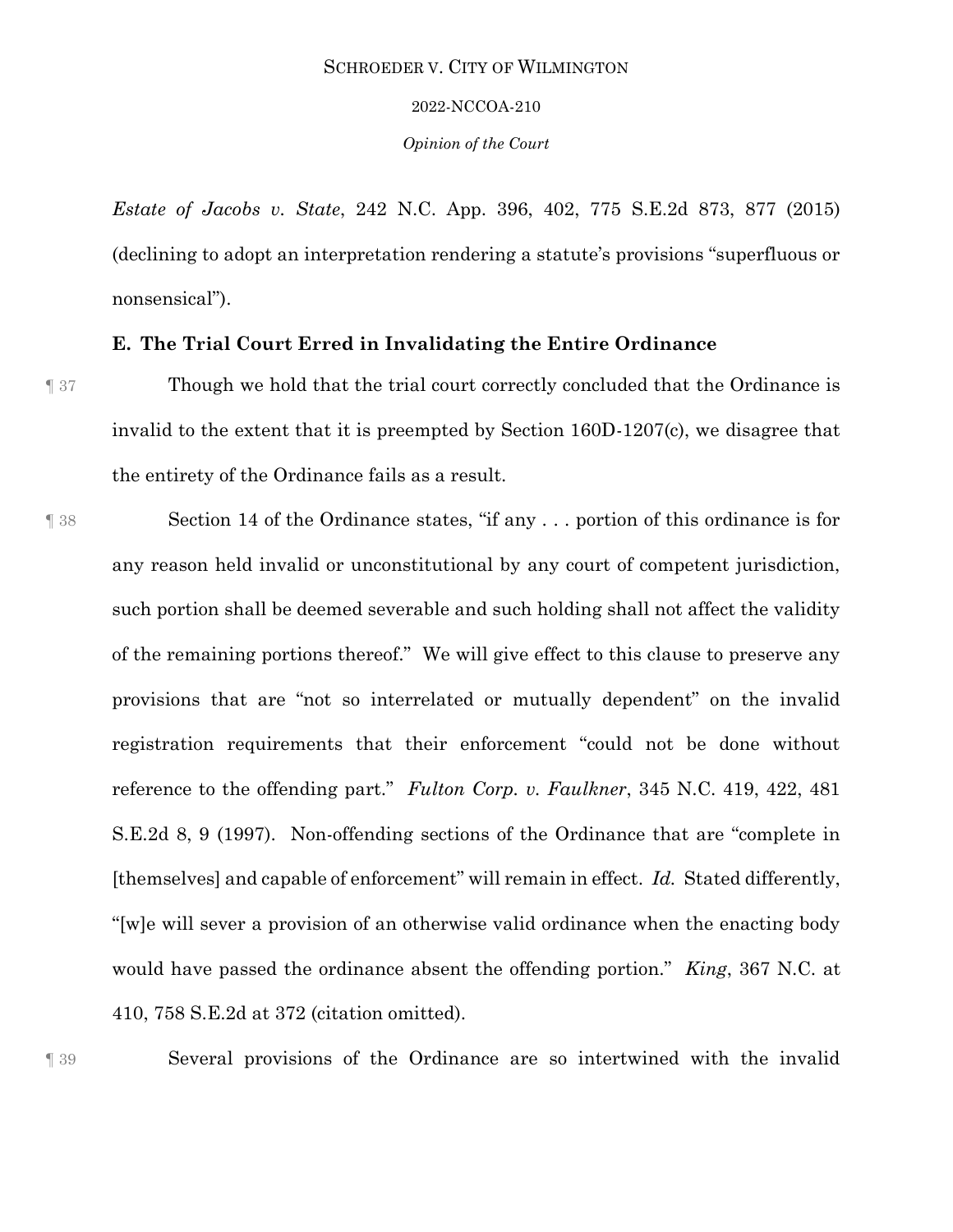*Estate of Jacobs v. State*, 242 N.C. App. 396, 402, 775 S.E.2d 873, 877 (2015) (declining to adopt an interpretation rendering a statute's provisions "superfluous or nonsensical").

### E. The Trial Court Erred in Invalidating the Entire Ordinance

¶ 37 Though we hold that the trial court correctly concluded that the Ordinance is invalid to the extent that it is preempted by Section 160D-1207(c), we disagree that the entirety of the Ordinance fails as a result.

¶ 38 Section 14 of the Ordinance states, "if any . . . portion of this ordinance is for any reason held invalid or unconstitutional by any court of competent jurisdiction, such portion shall be deemed severable and such holding shall not affect the validity of the remaining portions thereof." We will give effect to this clause to preserve any provisions that are "not so interrelated or mutually dependent" on the invalid registration requirements that their enforcement "could not be done without reference to the offending part." *Fulton Corp. v. Faulkner*, 345 N.C. 419, 422, 481 S.E.2d 8, 9 (1997). Non-offending sections of the Ordinance that are "complete in [themselves] and capable of enforcement" will remain in effect. *Id.* Stated differently, "[w]e will sever a provision of an otherwise valid ordinance when the enacting body would have passed the ordinance absent the offending portion." *King*, 367 N.C. at 410, 758 S.E.2d at 372 (citation omitted).

¶ 39 Several provisions of the Ordinance are so intertwined with the invalid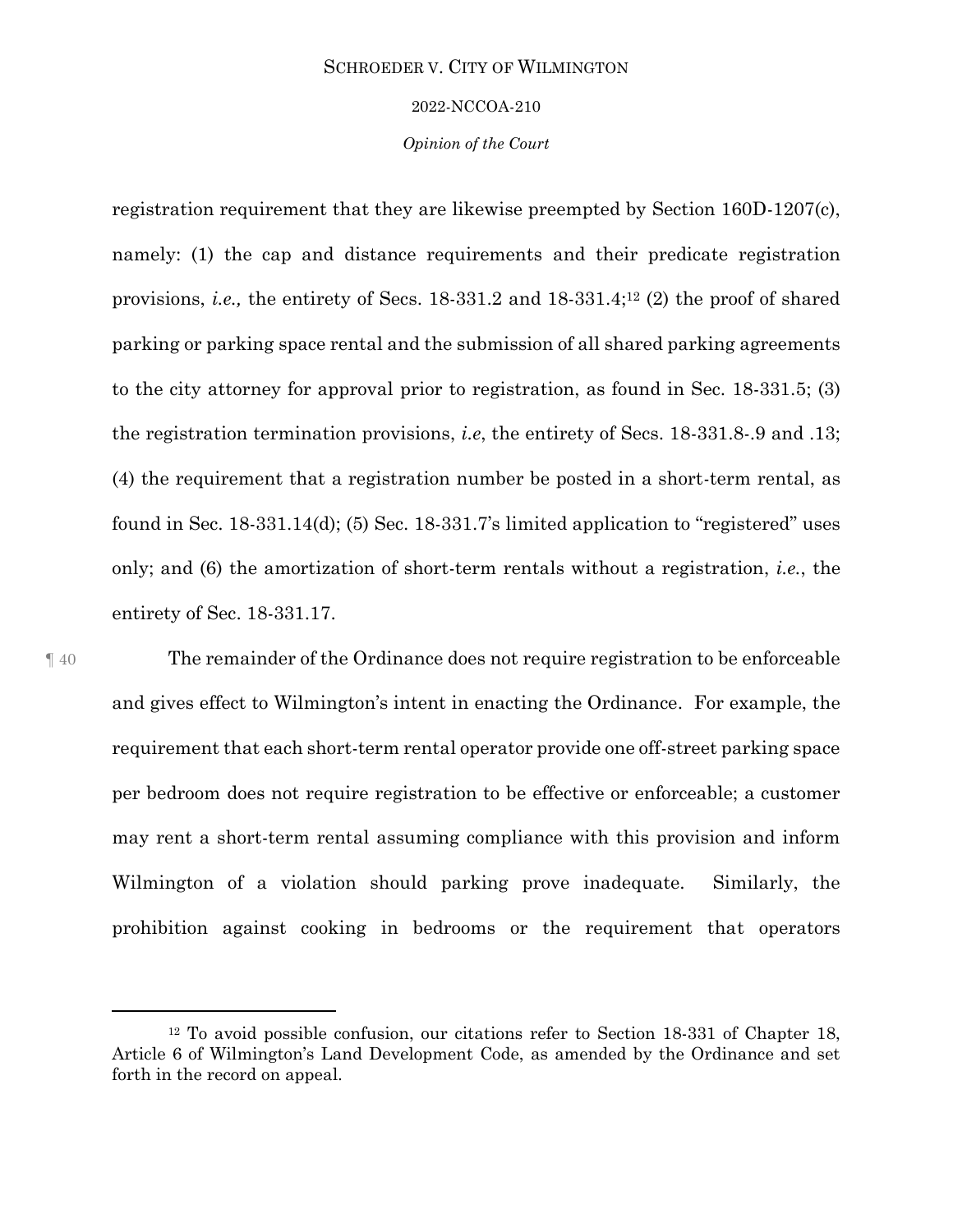registration requirement that they are likewise preempted by Section 160D-1207(c), namely: (1) the cap and distance requirements and their predicate registration provisions, *i.e.,* the entirety of Secs. 18-331.2 and 18-331.4;[12] (2) the proof of shared parking or parking space rental and the submission of all shared parking agreements to the city attorney for approval prior to registration, as found in Sec. 18-331.5; (3) the registration termination provisions, *i.e*, the entirety of Secs. 18-331.8-.9 and .13; (4) the requirement that a registration number be posted in a short-term rental, as found in Sec. 18-331.14(d); (5) Sec. 18-331.7's limited application to "registered" uses only; and (6) the amortization of short-term rentals without a registration, *i.e.*, the entirety of Sec. 18-331.17.

¶ 40 The remainder of the Ordinance does not require registration to be enforceable and gives effect to Wilmington's intent in enacting the Ordinance. For example, the requirement that each short-term rental operator provide one off-street parking space per bedroom does not require registration to be effective or enforceable; a customer may rent a short-term rental assuming compliance with this provision and inform Wilmington of a violation should parking prove inadequate. Similarly, the prohibition against cooking in bedrooms or the requirement that operators

---

[12] To avoid possible confusion, our citations refer to Section 18-331 of Chapter 18, Article 6 of Wilmington's Land Development Code, as amended by the Ordinance and set forth in the record on appeal.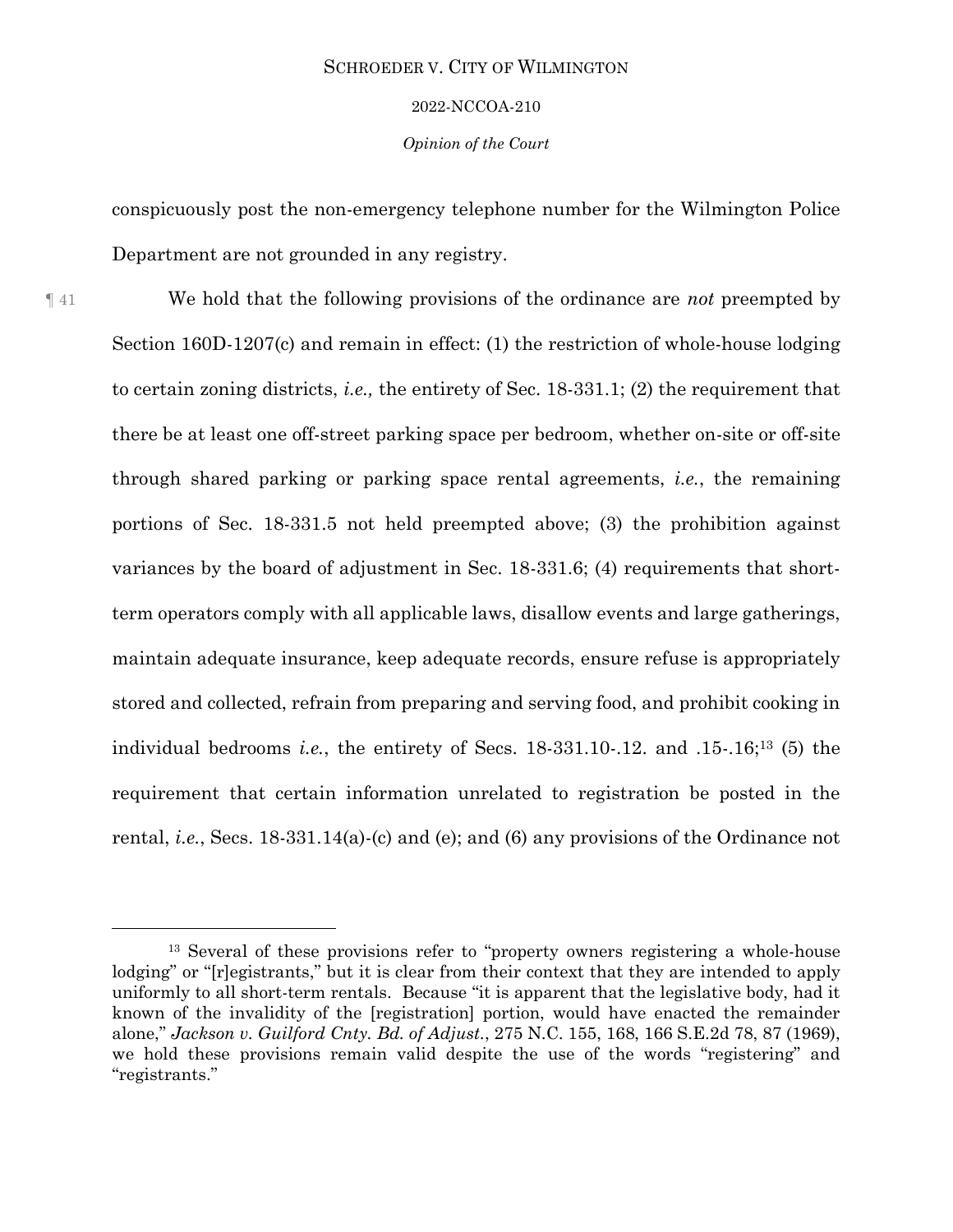conspicuously post the non-emergency telephone number for the Wilmington Police Department are not grounded in any registry.

¶ 41 We hold that the following provisions of the ordinance are *not* preempted by Section 160D-1207(c) and remain in effect: (1) the restriction of whole-house lodging to certain zoning districts, *i.e.,* the entirety of Sec. 18-331.1; (2) the requirement that there be at least one off-street parking space per bedroom, whether on-site or off-site through shared parking or parking space rental agreements, *i.e.*, the remaining portions of Sec. 18-331.5 not held preempted above; (3) the prohibition against variances by the board of adjustment in Sec. 18-331.6; (4) requirements that short-term operators comply with all applicable laws, disallow events and large gatherings, maintain adequate insurance, keep adequate records, ensure refuse is appropriately stored and collected, refrain from preparing and serving food, and prohibit cooking in individual bedrooms *i.e.*, the entirety of Secs. 18-331.10-.12. and .15-.16;[13] (5) the requirement that certain information unrelated to registration be posted in the rental, *i.e.*, Secs. 18-331.14(a)-(c) and (e); and (6) any provisions of the Ordinance not

---

[13] Several of these provisions refer to "property owners registering a whole-house lodging" or "[r]egistrants," but it is clear from their context that they are intended to apply uniformly to all short-term rentals. Because "it is apparent that the legislative body, had it known of the invalidity of the [registration] portion, would have enacted the remainder alone," *Jackson v. Guilford Cnty. Bd. of Adjust.*, 275 N.C. 155, 168, 166 S.E.2d 78, 87 (1969), we hold these provisions remain valid despite the use of the words "registering" and "registrants."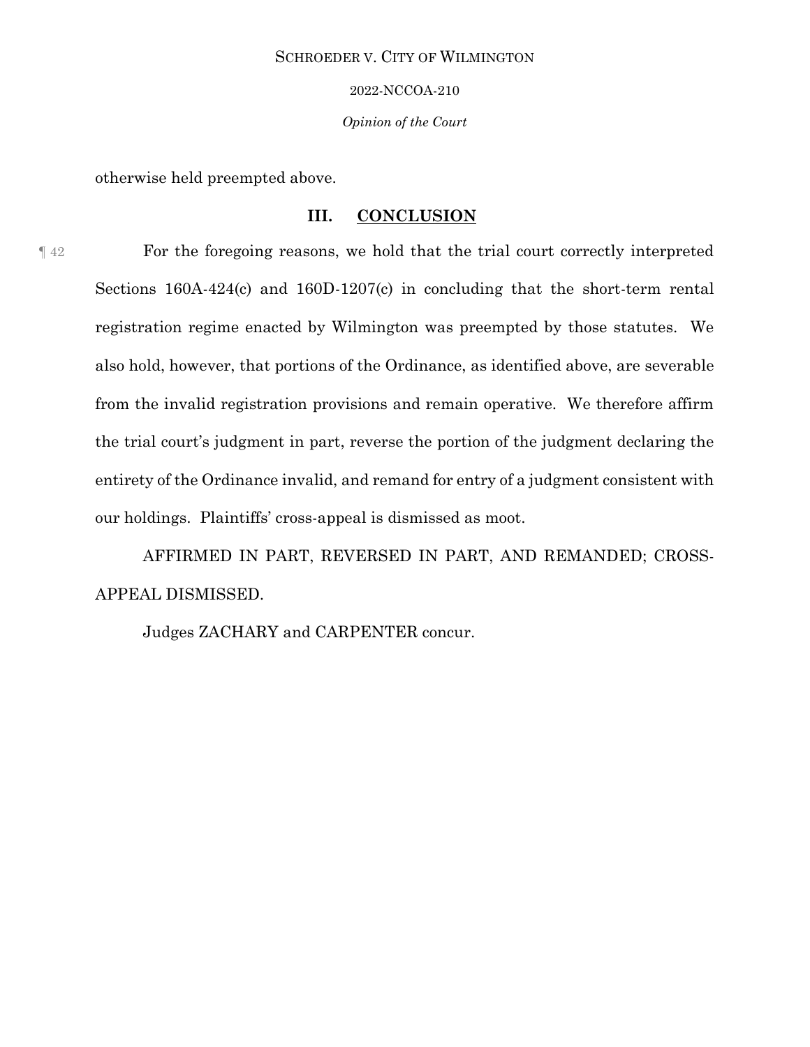otherwise held preempted above.

## III. CONCLUSION

¶ 42 For the foregoing reasons, we hold that the trial court correctly interpreted Sections 160A-424(c) and 160D-1207(c) in concluding that the short-term rental registration regime enacted by Wilmington was preempted by those statutes. We also hold, however, that portions of the Ordinance, as identified above, are severable from the invalid registration provisions and remain operative. We therefore affirm the trial court's judgment in part, reverse the portion of the judgment declaring the entirety of the Ordinance invalid, and remand for entry of a judgment consistent with our holdings. Plaintiffs' cross-appeal is dismissed as moot.

AFFIRMED IN PART, REVERSED IN PART, AND REMANDED; CROSS-APPEAL DISMISSED.

Judges ZACHARY and CARPENTER concur.